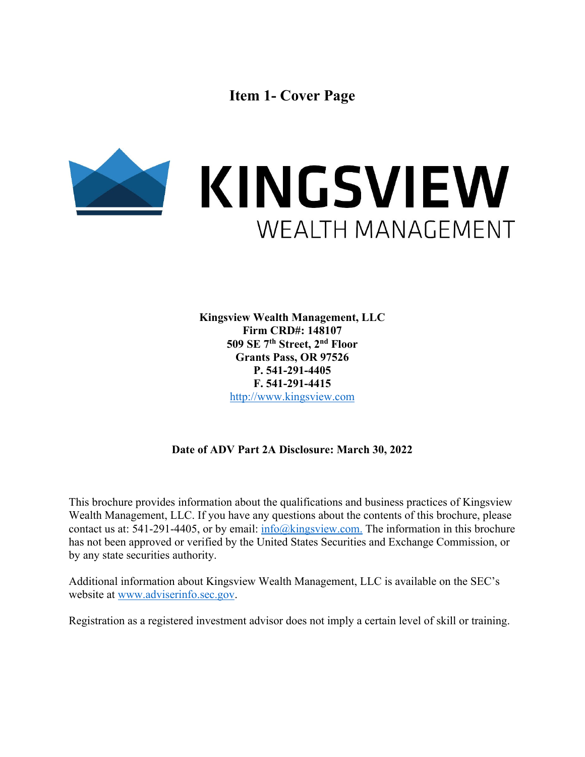# Item 1- Cover Page

KINGSVIEW
WEALTH MANAGEMENT

**Kingsview Wealth Management, LLC**
**Firm CRD#: 148107**
**509 SE 7th Street, 2nd Floor**
**Grants Pass, OR 97526**
**P. 541-291-4405**
**F. 541-291-4415**
http://www.kingsview.com

**Date of ADV Part 2A Disclosure: March 30, 2022**

This brochure provides information about the qualifications and business practices of Kingsview Wealth Management, LLC. If you have any questions about the contents of this brochure, please contact us at: 541-291-4405, or by email: info@kingsview.com. The information in this brochure has not been approved or verified by the United States Securities and Exchange Commission, or by any state securities authority.

Additional information about Kingsview Wealth Management, LLC is available on the SEC's website at www.adviserinfo.sec.gov.

Registration as a registered investment advisor does not imply a certain level of skill or training.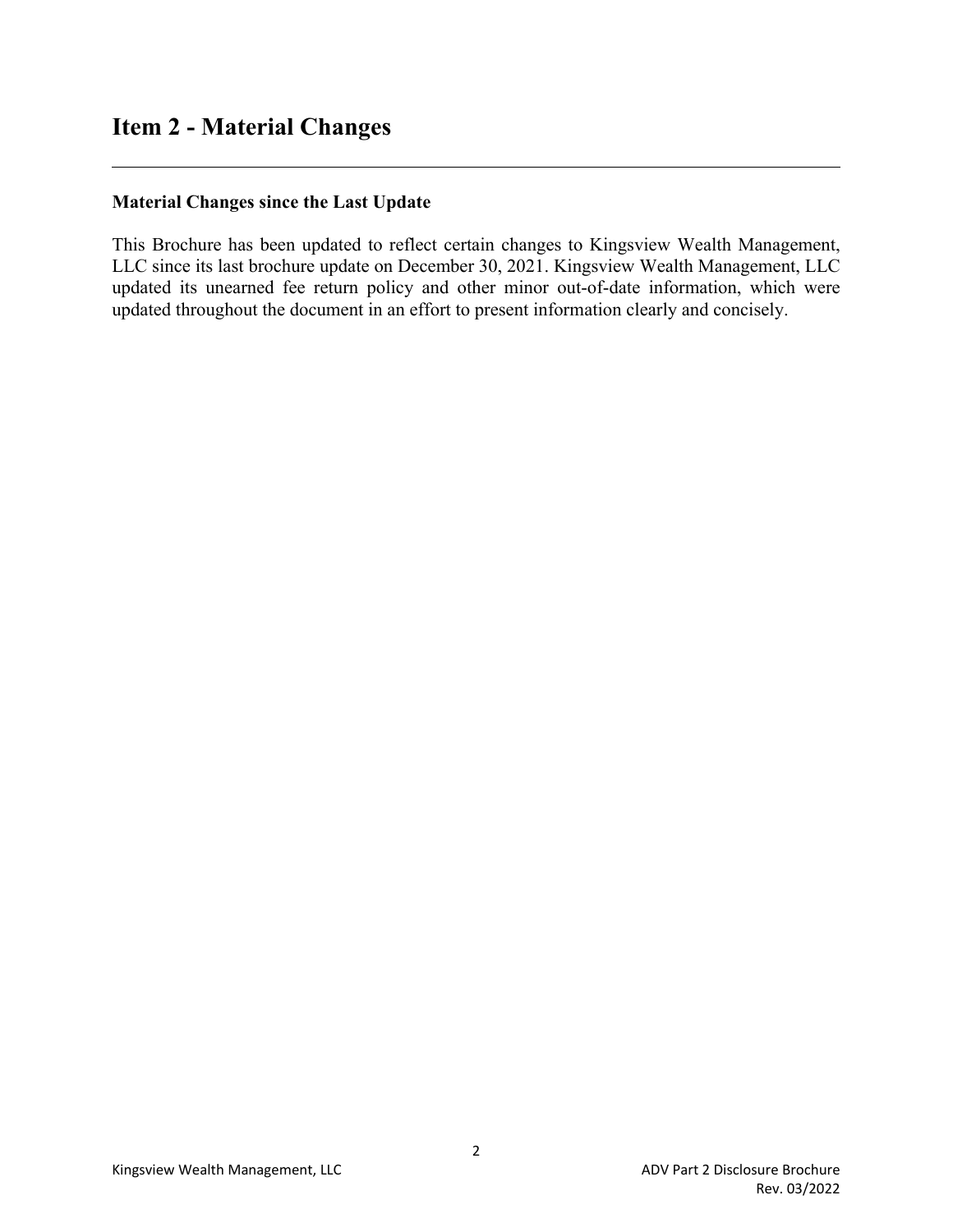# Item 2 - Material Changes

---

**Material Changes since the Last Update**

This Brochure has been updated to reflect certain changes to Kingsview Wealth Management, LLC since its last brochure update on December 30, 2021. Kingsview Wealth Management, LLC updated its unearned fee return policy and other minor out-of-date information, which were updated throughout the document in an effort to present information clearly and concisely.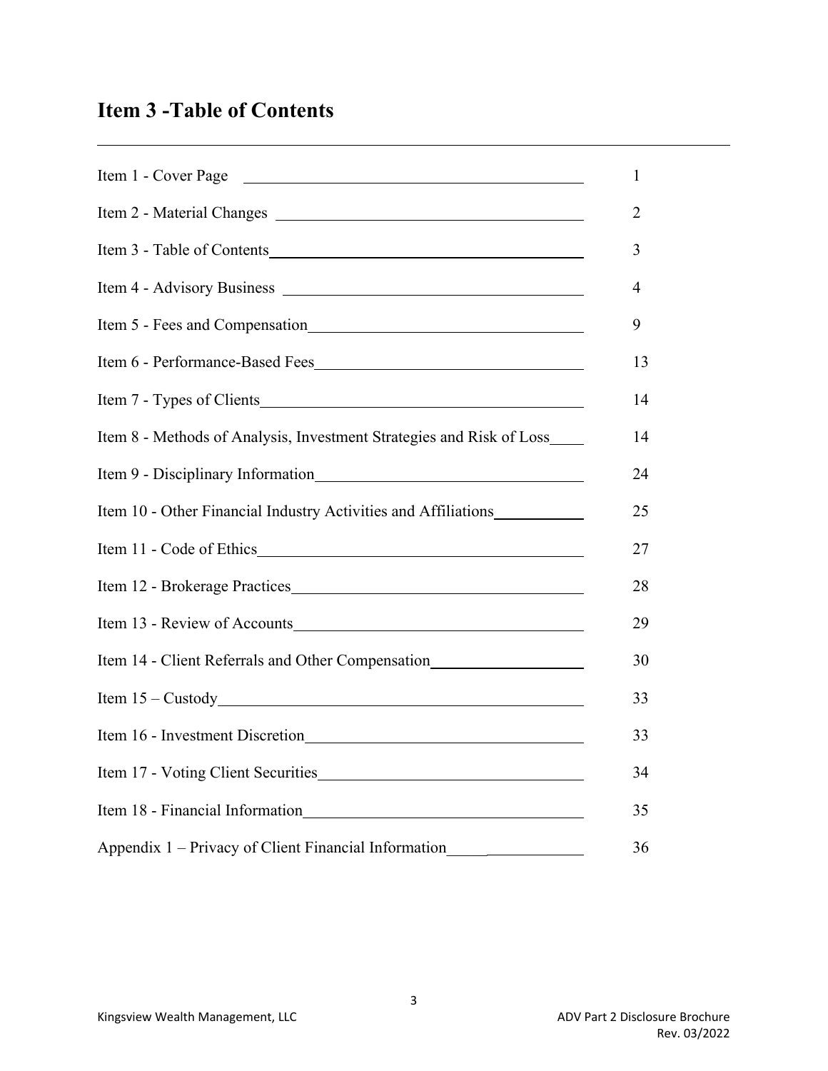## Item 3 -Table of Contents

| | |
|---|---|
| Item 1 - Cover Page | 1 |
| Item 2 - Material Changes | 2 |
| Item 3 - Table of Contents | 3 |
| Item 4 - Advisory Business | 4 |
| Item 5 - Fees and Compensation | 9 |
| Item 6 - Performance-Based Fees | 13 |
| Item 7 - Types of Clients | 14 |
| Item 8 - Methods of Analysis, Investment Strategies and Risk of Loss | 14 |
| Item 9 - Disciplinary Information | 24 |
| Item 10 - Other Financial Industry Activities and Affiliations | 25 |
| Item 11 - Code of Ethics | 27 |
| Item 12 - Brokerage Practices | 28 |
| Item 13 - Review of Accounts | 29 |
| Item 14 - Client Referrals and Other Compensation | 30 |
| Item 15 – Custody | 33 |
| Item 16 - Investment Discretion | 33 |
| Item 17 - Voting Client Securities | 34 |
| Item 18 - Financial Information | 35 |
| Appendix 1 – Privacy of Client Financial Information | 36 |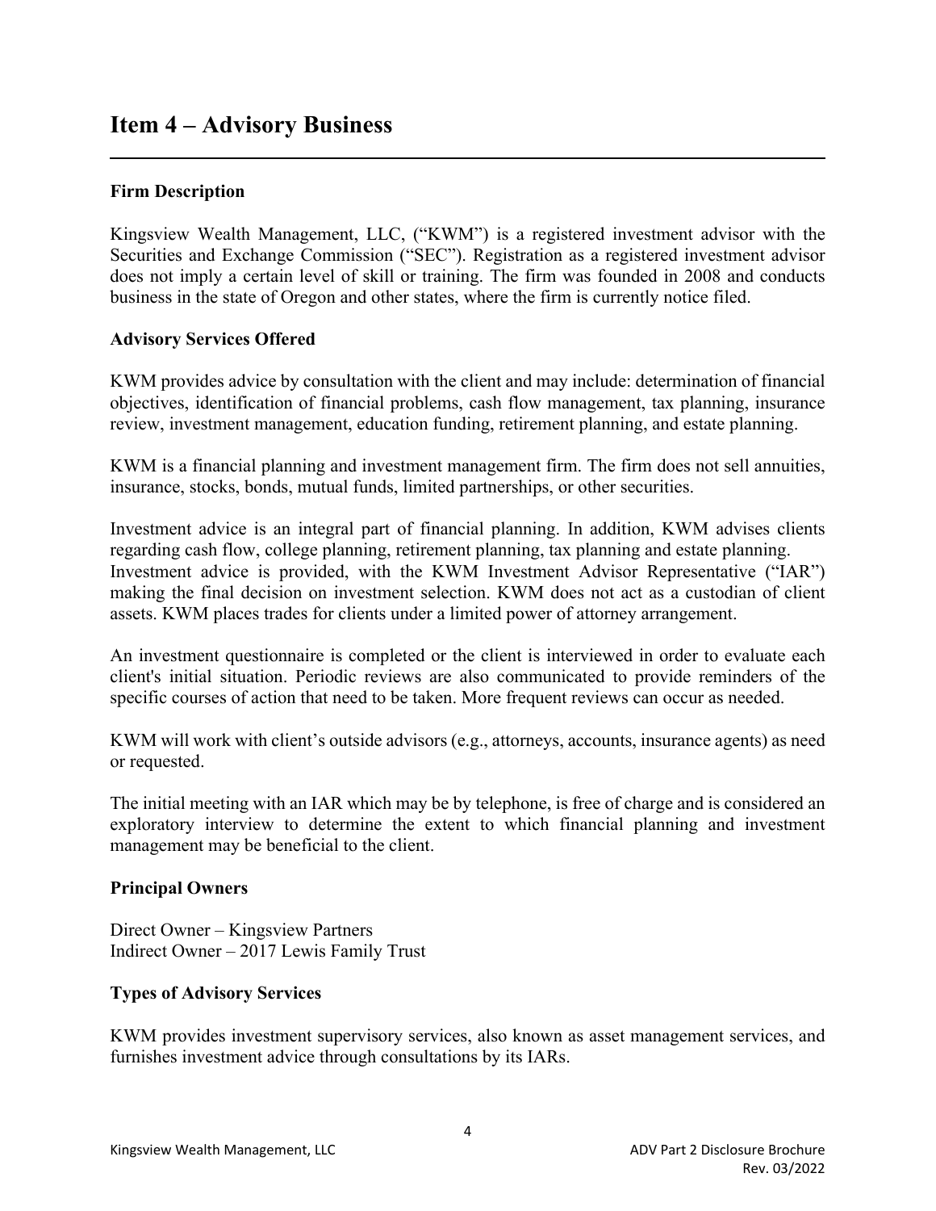# Item 4 – Advisory Business

**Firm Description**

Kingsview Wealth Management, LLC, ("KWM") is a registered investment advisor with the Securities and Exchange Commission ("SEC"). Registration as a registered investment advisor does not imply a certain level of skill or training. The firm was founded in 2008 and conducts business in the state of Oregon and other states, where the firm is currently notice filed.

**Advisory Services Offered**

KWM provides advice by consultation with the client and may include: determination of financial objectives, identification of financial problems, cash flow management, tax planning, insurance review, investment management, education funding, retirement planning, and estate planning.

KWM is a financial planning and investment management firm. The firm does not sell annuities, insurance, stocks, bonds, mutual funds, limited partnerships, or other securities.

Investment advice is an integral part of financial planning. In addition, KWM advises clients regarding cash flow, college planning, retirement planning, tax planning and estate planning. Investment advice is provided, with the KWM Investment Advisor Representative ("IAR") making the final decision on investment selection. KWM does not act as a custodian of client assets. KWM places trades for clients under a limited power of attorney arrangement.

An investment questionnaire is completed or the client is interviewed in order to evaluate each client's initial situation. Periodic reviews are also communicated to provide reminders of the specific courses of action that need to be taken. More frequent reviews can occur as needed.

KWM will work with client's outside advisors (e.g., attorneys, accounts, insurance agents) as need or requested.

The initial meeting with an IAR which may be by telephone, is free of charge and is considered an exploratory interview to determine the extent to which financial planning and investment management may be beneficial to the client.

**Principal Owners**

Direct Owner – Kingsview Partners
Indirect Owner – 2017 Lewis Family Trust

**Types of Advisory Services**

KWM provides investment supervisory services, also known as asset management services, and furnishes investment advice through consultations by its IARs.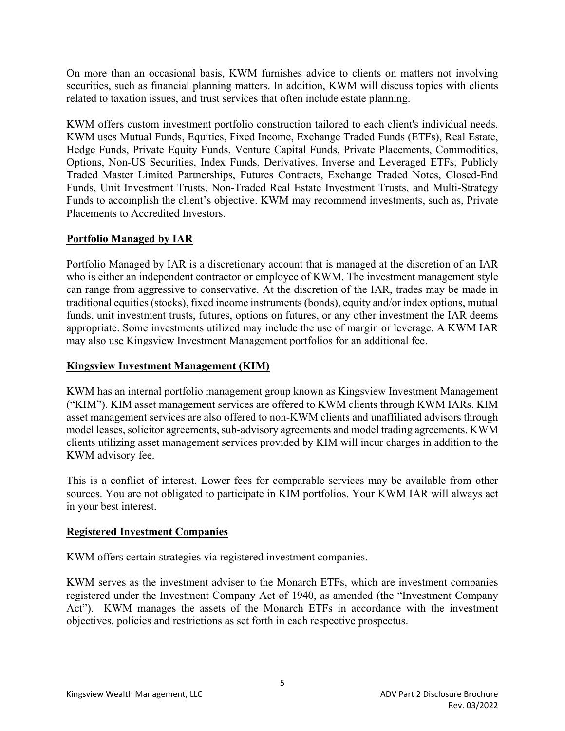On more than an occasional basis, KWM furnishes advice to clients on matters not involving securities, such as financial planning matters. In addition, KWM will discuss topics with clients related to taxation issues, and trust services that often include estate planning.

KWM offers custom investment portfolio construction tailored to each client's individual needs. KWM uses Mutual Funds, Equities, Fixed Income, Exchange Traded Funds (ETFs), Real Estate, Hedge Funds, Private Equity Funds, Venture Capital Funds, Private Placements, Commodities, Options, Non-US Securities, Index Funds, Derivatives, Inverse and Leveraged ETFs, Publicly Traded Master Limited Partnerships, Futures Contracts, Exchange Traded Notes, Closed-End Funds, Unit Investment Trusts, Non-Traded Real Estate Investment Trusts, and Multi-Strategy Funds to accomplish the client's objective. KWM may recommend investments, such as, Private Placements to Accredited Investors.

## Portfolio Managed by IAR

Portfolio Managed by IAR is a discretionary account that is managed at the discretion of an IAR who is either an independent contractor or employee of KWM. The investment management style can range from aggressive to conservative. At the discretion of the IAR, trades may be made in traditional equities (stocks), fixed income instruments (bonds), equity and/or index options, mutual funds, unit investment trusts, futures, options on futures, or any other investment the IAR deems appropriate. Some investments utilized may include the use of margin or leverage. A KWM IAR may also use Kingsview Investment Management portfolios for an additional fee.

## Kingsview Investment Management (KIM)

KWM has an internal portfolio management group known as Kingsview Investment Management ("KIM"). KIM asset management services are offered to KWM clients through KWM IARs. KIM asset management services are also offered to non-KWM clients and unaffiliated advisors through model leases, solicitor agreements, sub-advisory agreements and model trading agreements. KWM clients utilizing asset management services provided by KIM will incur charges in addition to the KWM advisory fee.

This is a conflict of interest. Lower fees for comparable services may be available from other sources. You are not obligated to participate in KIM portfolios. Your KWM IAR will always act in your best interest.

## Registered Investment Companies

KWM offers certain strategies via registered investment companies.

KWM serves as the investment adviser to the Monarch ETFs, which are investment companies registered under the Investment Company Act of 1940, as amended (the "Investment Company Act"). KWM manages the assets of the Monarch ETFs in accordance with the investment objectives, policies and restrictions as set forth in each respective prospectus.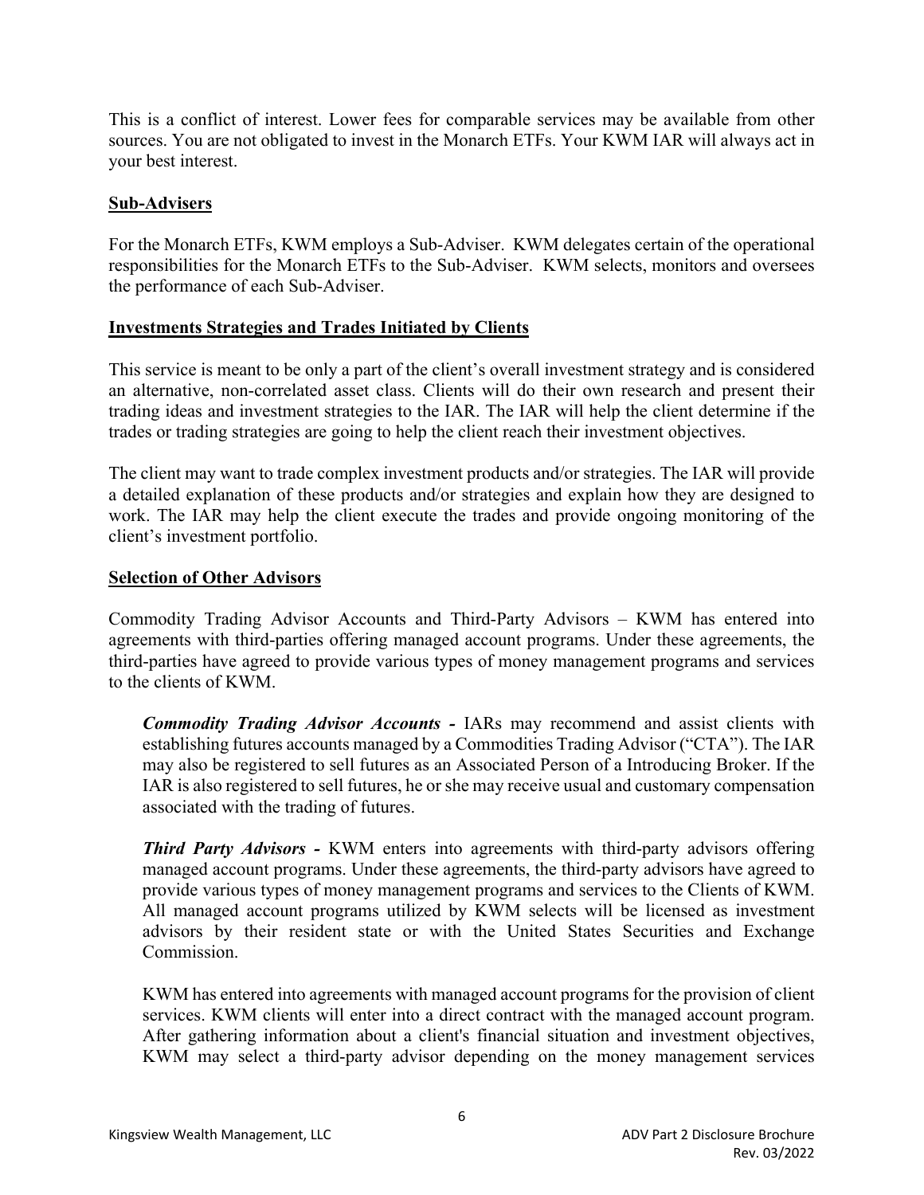This is a conflict of interest. Lower fees for comparable services may be available from other sources. You are not obligated to invest in the Monarch ETFs. Your KWM IAR will always act in your best interest.

## Sub-Advisers

For the Monarch ETFs, KWM employs a Sub-Adviser. KWM delegates certain of the operational responsibilities for the Monarch ETFs to the Sub-Adviser. KWM selects, monitors and oversees the performance of each Sub-Adviser.

## Investments Strategies and Trades Initiated by Clients

This service is meant to be only a part of the client's overall investment strategy and is considered an alternative, non-correlated asset class. Clients will do their own research and present their trading ideas and investment strategies to the IAR. The IAR will help the client determine if the trades or trading strategies are going to help the client reach their investment objectives.

The client may want to trade complex investment products and/or strategies. The IAR will provide a detailed explanation of these products and/or strategies and explain how they are designed to work. The IAR may help the client execute the trades and provide ongoing monitoring of the client's investment portfolio.

## Selection of Other Advisors

Commodity Trading Advisor Accounts and Third-Party Advisors – KWM has entered into agreements with third-parties offering managed account programs. Under these agreements, the third-parties have agreed to provide various types of money management programs and services to the clients of KWM.

***Commodity Trading Advisor Accounts -*** IARs may recommend and assist clients with establishing futures accounts managed by a Commodities Trading Advisor ("CTA"). The IAR may also be registered to sell futures as an Associated Person of a Introducing Broker. If the IAR is also registered to sell futures, he or she may receive usual and customary compensation associated with the trading of futures.

***Third Party Advisors -*** KWM enters into agreements with third-party advisors offering managed account programs. Under these agreements, the third-party advisors have agreed to provide various types of money management programs and services to the Clients of KWM. All managed account programs utilized by KWM selects will be licensed as investment advisors by their resident state or with the United States Securities and Exchange Commission.

KWM has entered into agreements with managed account programs for the provision of client services. KWM clients will enter into a direct contract with the managed account program. After gathering information about a client's financial situation and investment objectives, KWM may select a third-party advisor depending on the money management services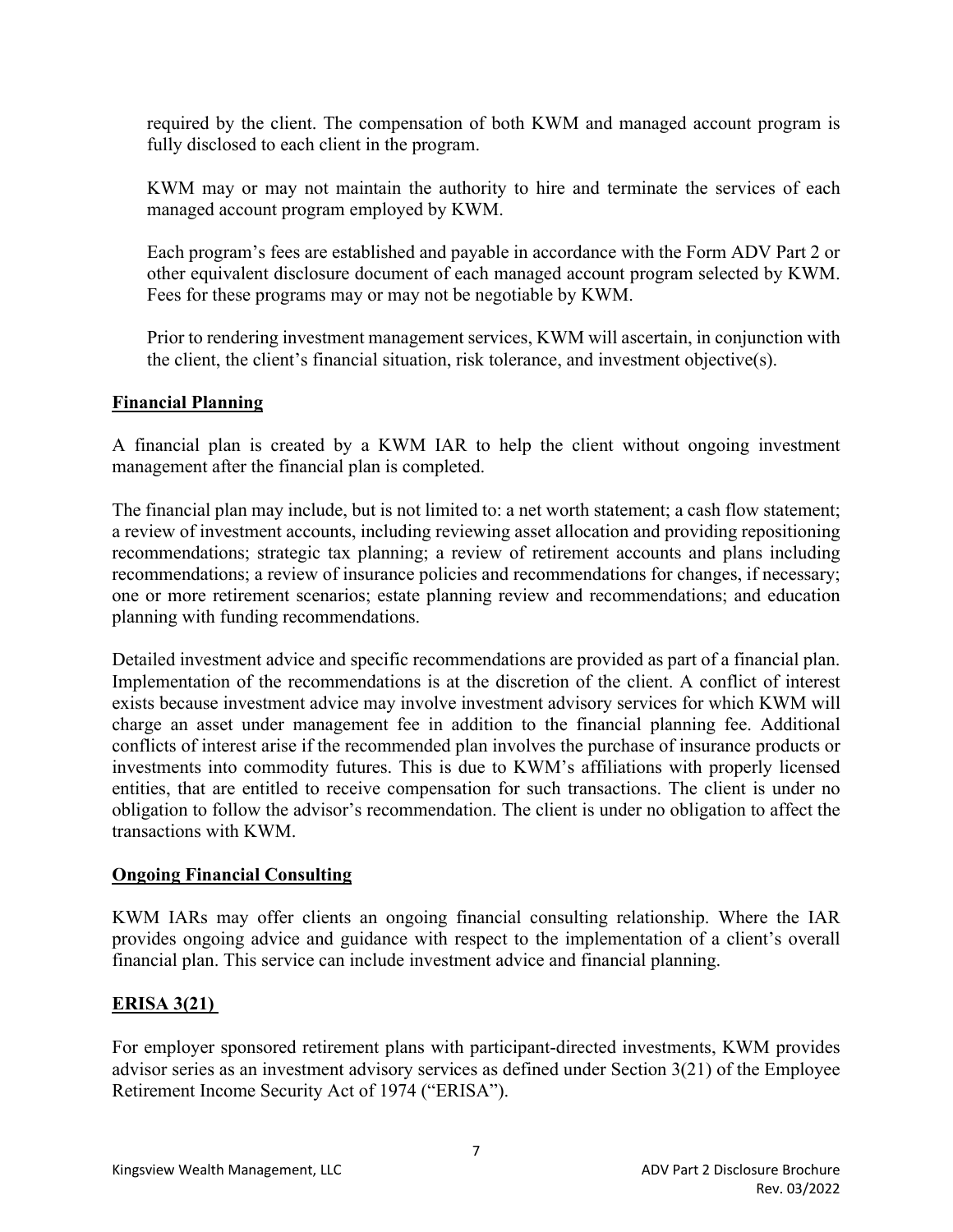required by the client. The compensation of both KWM and managed account program is fully disclosed to each client in the program.

KWM may or may not maintain the authority to hire and terminate the services of each managed account program employed by KWM.

Each program's fees are established and payable in accordance with the Form ADV Part 2 or other equivalent disclosure document of each managed account program selected by KWM. Fees for these programs may or may not be negotiable by KWM.

Prior to rendering investment management services, KWM will ascertain, in conjunction with the client, the client's financial situation, risk tolerance, and investment objective(s).

**Financial Planning**

A financial plan is created by a KWM IAR to help the client without ongoing investment management after the financial plan is completed.

The financial plan may include, but is not limited to: a net worth statement; a cash flow statement; a review of investment accounts, including reviewing asset allocation and providing repositioning recommendations; strategic tax planning; a review of retirement accounts and plans including recommendations; a review of insurance policies and recommendations for changes, if necessary; one or more retirement scenarios; estate planning review and recommendations; and education planning with funding recommendations.

Detailed investment advice and specific recommendations are provided as part of a financial plan. Implementation of the recommendations is at the discretion of the client. A conflict of interest exists because investment advice may involve investment advisory services for which KWM will charge an asset under management fee in addition to the financial planning fee. Additional conflicts of interest arise if the recommended plan involves the purchase of insurance products or investments into commodity futures. This is due to KWM's affiliations with properly licensed entities, that are entitled to receive compensation for such transactions. The client is under no obligation to follow the advisor's recommendation. The client is under no obligation to affect the transactions with KWM.

**Ongoing Financial Consulting**

KWM IARs may offer clients an ongoing financial consulting relationship. Where the IAR provides ongoing advice and guidance with respect to the implementation of a client's overall financial plan. This service can include investment advice and financial planning.

**ERISA 3(21)**

For employer sponsored retirement plans with participant-directed investments, KWM provides advisor series as an investment advisory services as defined under Section 3(21) of the Employee Retirement Income Security Act of 1974 ("ERISA").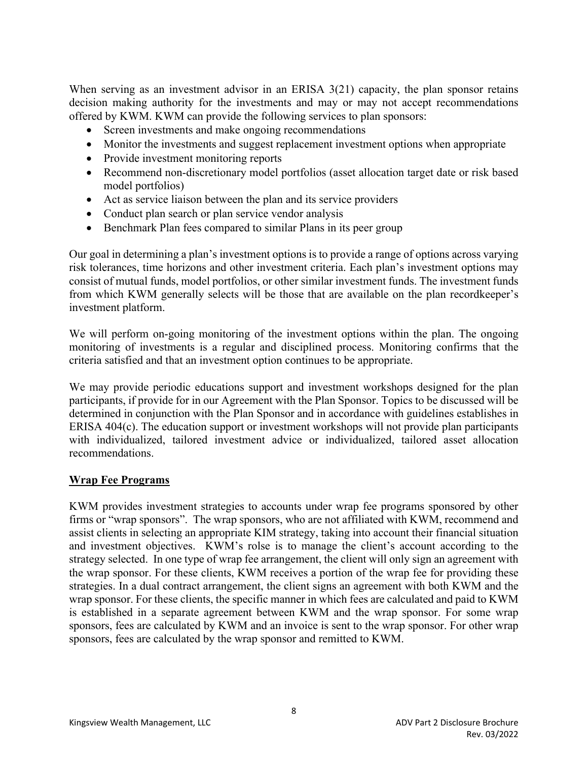When serving as an investment advisor in an ERISA 3(21) capacity, the plan sponsor retains decision making authority for the investments and may or may not accept recommendations offered by KWM. KWM can provide the following services to plan sponsors:

- Screen investments and make ongoing recommendations
- Monitor the investments and suggest replacement investment options when appropriate
- Provide investment monitoring reports
- Recommend non-discretionary model portfolios (asset allocation target date or risk based model portfolios)
- Act as service liaison between the plan and its service providers
- Conduct plan search or plan service vendor analysis
- Benchmark Plan fees compared to similar Plans in its peer group

Our goal in determining a plan's investment options is to provide a range of options across varying risk tolerances, time horizons and other investment criteria. Each plan's investment options may consist of mutual funds, model portfolios, or other similar investment funds. The investment funds from which KWM generally selects will be those that are available on the plan recordkeeper's investment platform.

We will perform on-going monitoring of the investment options within the plan. The ongoing monitoring of investments is a regular and disciplined process. Monitoring confirms that the criteria satisfied and that an investment option continues to be appropriate.

We may provide periodic educations support and investment workshops designed for the plan participants, if provide for in our Agreement with the Plan Sponsor. Topics to be discussed will be determined in conjunction with the Plan Sponsor and in accordance with guidelines establishes in ERISA 404(c). The education support or investment workshops will not provide plan participants with individualized, tailored investment advice or individualized, tailored asset allocation recommendations.

## Wrap Fee Programs

KWM provides investment strategies to accounts under wrap fee programs sponsored by other firms or "wrap sponsors". The wrap sponsors, who are not affiliated with KWM, recommend and assist clients in selecting an appropriate KIM strategy, taking into account their financial situation and investment objectives. KWM's rolse is to manage the client's account according to the strategy selected. In one type of wrap fee arrangement, the client will only sign an agreement with the wrap sponsor. For these clients, KWM receives a portion of the wrap fee for providing these strategies. In a dual contract arrangement, the client signs an agreement with both KWM and the wrap sponsor. For these clients, the specific manner in which fees are calculated and paid to KWM is established in a separate agreement between KWM and the wrap sponsor. For some wrap sponsors, fees are calculated by KWM and an invoice is sent to the wrap sponsor. For other wrap sponsors, fees are calculated by the wrap sponsor and remitted to KWM.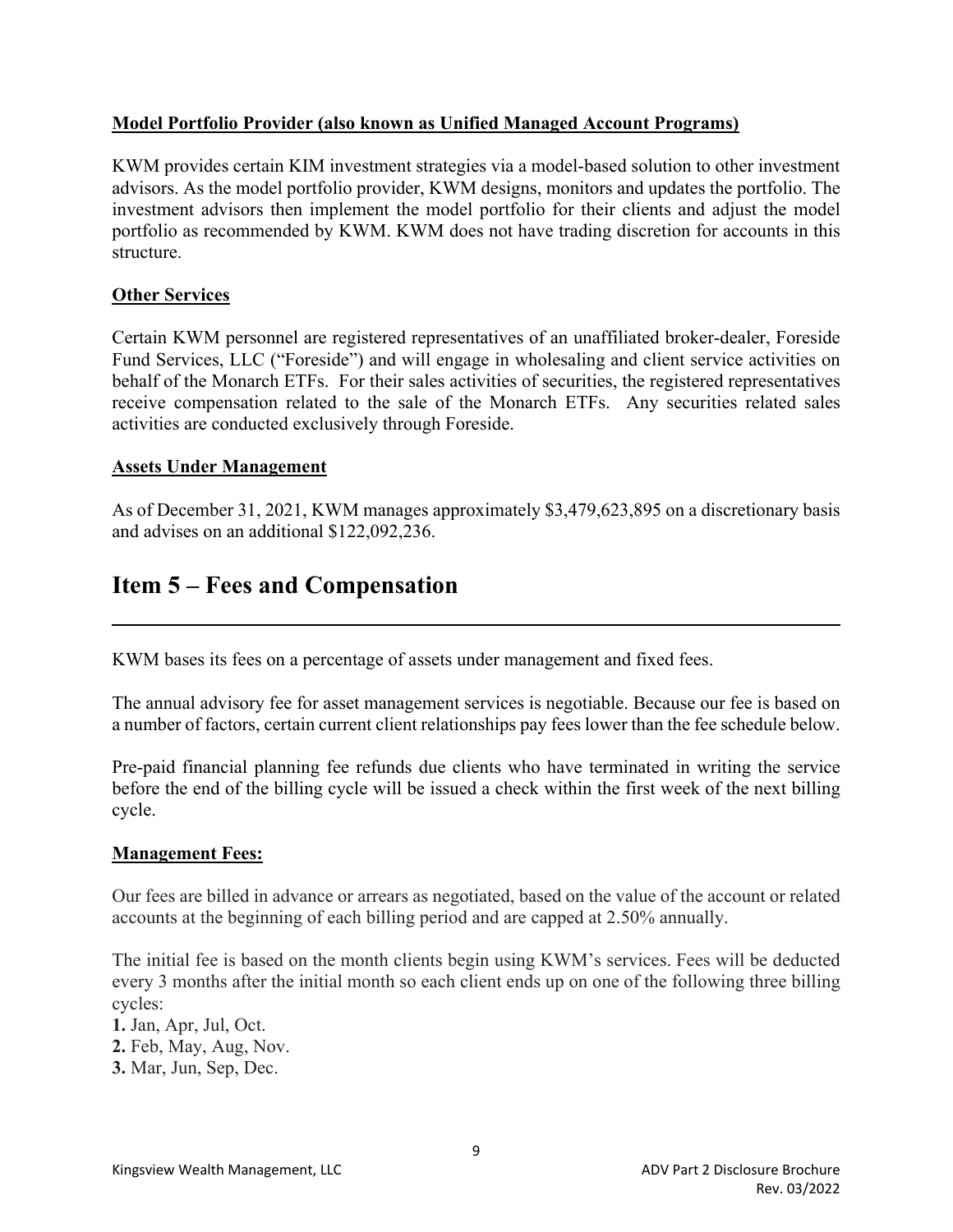**Model Portfolio Provider (also known as Unified Managed Account Programs)**

KWM provides certain KIM investment strategies via a model-based solution to other investment advisors. As the model portfolio provider, KWM designs, monitors and updates the portfolio. The investment advisors then implement the model portfolio for their clients and adjust the model portfolio as recommended by KWM. KWM does not have trading discretion for accounts in this structure.

**Other Services**

Certain KWM personnel are registered representatives of an unaffiliated broker-dealer, Foreside Fund Services, LLC ("Foreside") and will engage in wholesaling and client service activities on behalf of the Monarch ETFs. For their sales activities of securities, the registered representatives receive compensation related to the sale of the Monarch ETFs. Any securities related sales activities are conducted exclusively through Foreside.

**Assets Under Management**

As of December 31, 2021, KWM manages approximately $3,479,623,895 on a discretionary basis and advises on an additional $122,092,236.

# Item 5 – Fees and Compensation

KWM bases its fees on a percentage of assets under management and fixed fees.

The annual advisory fee for asset management services is negotiable. Because our fee is based on a number of factors, certain current client relationships pay fees lower than the fee schedule below.

Pre-paid financial planning fee refunds due clients who have terminated in writing the service before the end of the billing cycle will be issued a check within the first week of the next billing cycle.

**Management Fees:**

Our fees are billed in advance or arrears as negotiated, based on the value of the account or related accounts at the beginning of each billing period and are capped at 2.50% annually.

The initial fee is based on the month clients begin using KWM's services. Fees will be deducted every 3 months after the initial month so each client ends up on one of the following three billing cycles:

**1.** Jan, Apr, Jul, Oct.
**2.** Feb, May, Aug, Nov.
**3.** Mar, Jun, Sep, Dec.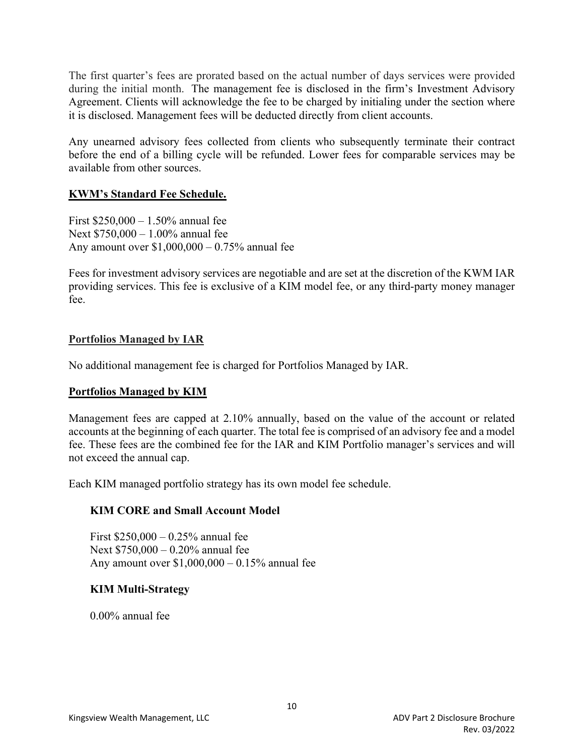The first quarter's fees are prorated based on the actual number of days services were provided during the initial month. The management fee is disclosed in the firm's Investment Advisory Agreement. Clients will acknowledge the fee to be charged by initialing under the section where it is disclosed. Management fees will be deducted directly from client accounts.

Any unearned advisory fees collected from clients who subsequently terminate their contract before the end of a billing cycle will be refunded. Lower fees for comparable services may be available from other sources.

**KWM's Standard Fee Schedule.**

First $250,000 – 1.50% annual fee
Next $750,000 – 1.00% annual fee
Any amount over $1,000,000 – 0.75% annual fee

Fees for investment advisory services are negotiable and are set at the discretion of the KWM IAR providing services. This fee is exclusive of a KIM model fee, or any third-party money manager fee.

**Portfolios Managed by IAR**

No additional management fee is charged for Portfolios Managed by IAR.

**Portfolios Managed by KIM**

Management fees are capped at 2.10% annually, based on the value of the account or related accounts at the beginning of each quarter. The total fee is comprised of an advisory fee and a model fee. These fees are the combined fee for the IAR and KIM Portfolio manager's services and will not exceed the annual cap.

Each KIM managed portfolio strategy has its own model fee schedule.

**KIM CORE and Small Account Model**

First $250,000 – 0.25% annual fee
Next $750,000 – 0.20% annual fee
Any amount over $1,000,000 – 0.15% annual fee

**KIM Multi-Strategy**

0.00% annual fee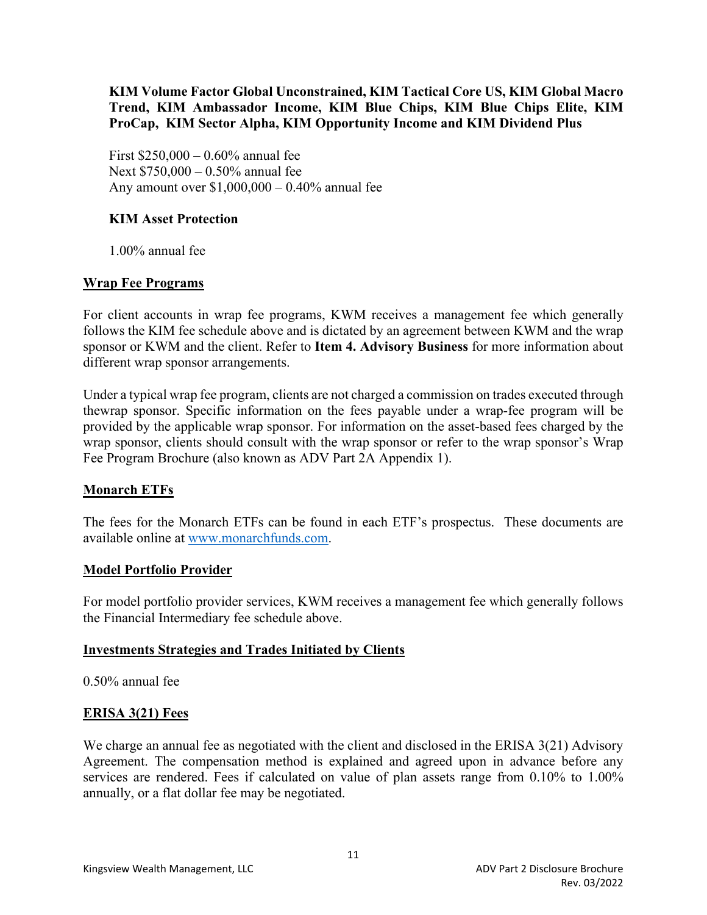**KIM Volume Factor Global Unconstrained, KIM Tactical Core US, KIM Global Macro Trend, KIM Ambassador Income, KIM Blue Chips, KIM Blue Chips Elite, KIM ProCap, KIM Sector Alpha, KIM Opportunity Income and KIM Dividend Plus**

First $250,000 – 0.60% annual fee
Next $750,000 – 0.50% annual fee
Any amount over $1,000,000 – 0.40% annual fee

**KIM Asset Protection**

1.00% annual fee

## Wrap Fee Programs

For client accounts in wrap fee programs, KWM receives a management fee which generally follows the KIM fee schedule above and is dictated by an agreement between KWM and the wrap sponsor or KWM and the client. Refer to **Item 4. Advisory Business** for more information about different wrap sponsor arrangements.

Under a typical wrap fee program, clients are not charged a commission on trades executed through thewrap sponsor. Specific information on the fees payable under a wrap-fee program will be provided by the applicable wrap sponsor. For information on the asset-based fees charged by the wrap sponsor, clients should consult with the wrap sponsor or refer to the wrap sponsor's Wrap Fee Program Brochure (also known as ADV Part 2A Appendix 1).

## Monarch ETFs

The fees for the Monarch ETFs can be found in each ETF's prospectus. These documents are available online at www.monarchfunds.com.

## Model Portfolio Provider

For model portfolio provider services, KWM receives a management fee which generally follows the Financial Intermediary fee schedule above.

## Investments Strategies and Trades Initiated by Clients

0.50% annual fee

## ERISA 3(21) Fees

We charge an annual fee as negotiated with the client and disclosed in the ERISA 3(21) Advisory Agreement. The compensation method is explained and agreed upon in advance before any services are rendered. Fees if calculated on value of plan assets range from 0.10% to 1.00% annually, or a flat dollar fee may be negotiated.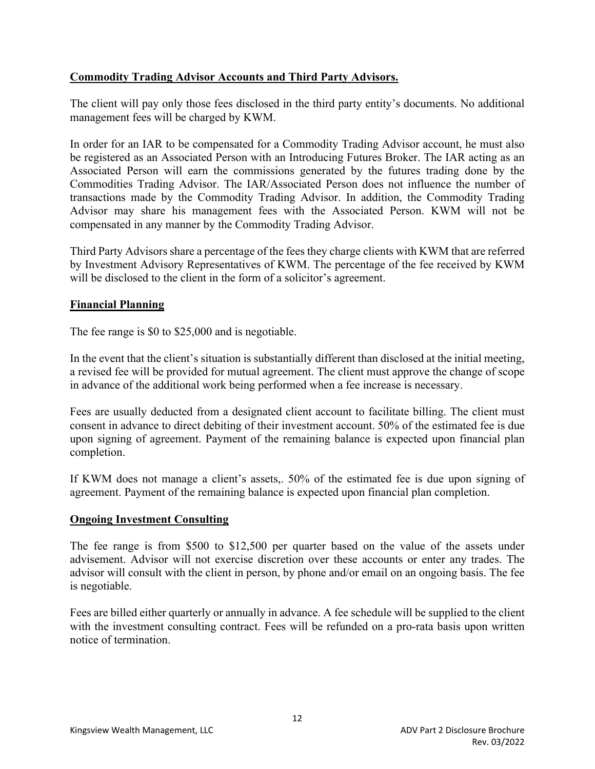**Commodity Trading Advisor Accounts and Third Party Advisors.**

The client will pay only those fees disclosed in the third party entity's documents. No additional management fees will be charged by KWM.

In order for an IAR to be compensated for a Commodity Trading Advisor account, he must also be registered as an Associated Person with an Introducing Futures Broker. The IAR acting as an Associated Person will earn the commissions generated by the futures trading done by the Commodities Trading Advisor. The IAR/Associated Person does not influence the number of transactions made by the Commodity Trading Advisor. In addition, the Commodity Trading Advisor may share his management fees with the Associated Person. KWM will not be compensated in any manner by the Commodity Trading Advisor.

Third Party Advisors share a percentage of the fees they charge clients with KWM that are referred by Investment Advisory Representatives of KWM. The percentage of the fee received by KWM will be disclosed to the client in the form of a solicitor's agreement.

**Financial Planning**

The fee range is $0 to $25,000 and is negotiable.

In the event that the client's situation is substantially different than disclosed at the initial meeting, a revised fee will be provided for mutual agreement. The client must approve the change of scope in advance of the additional work being performed when a fee increase is necessary.

Fees are usually deducted from a designated client account to facilitate billing. The client must consent in advance to direct debiting of their investment account. 50% of the estimated fee is due upon signing of agreement. Payment of the remaining balance is expected upon financial plan completion.

If KWM does not manage a client's assets,. 50% of the estimated fee is due upon signing of agreement. Payment of the remaining balance is expected upon financial plan completion.

**Ongoing Investment Consulting**

The fee range is from $500 to $12,500 per quarter based on the value of the assets under advisement. Advisor will not exercise discretion over these accounts or enter any trades. The advisor will consult with the client in person, by phone and/or email on an ongoing basis. The fee is negotiable.

Fees are billed either quarterly or annually in advance. A fee schedule will be supplied to the client with the investment consulting contract. Fees will be refunded on a pro-rata basis upon written notice of termination.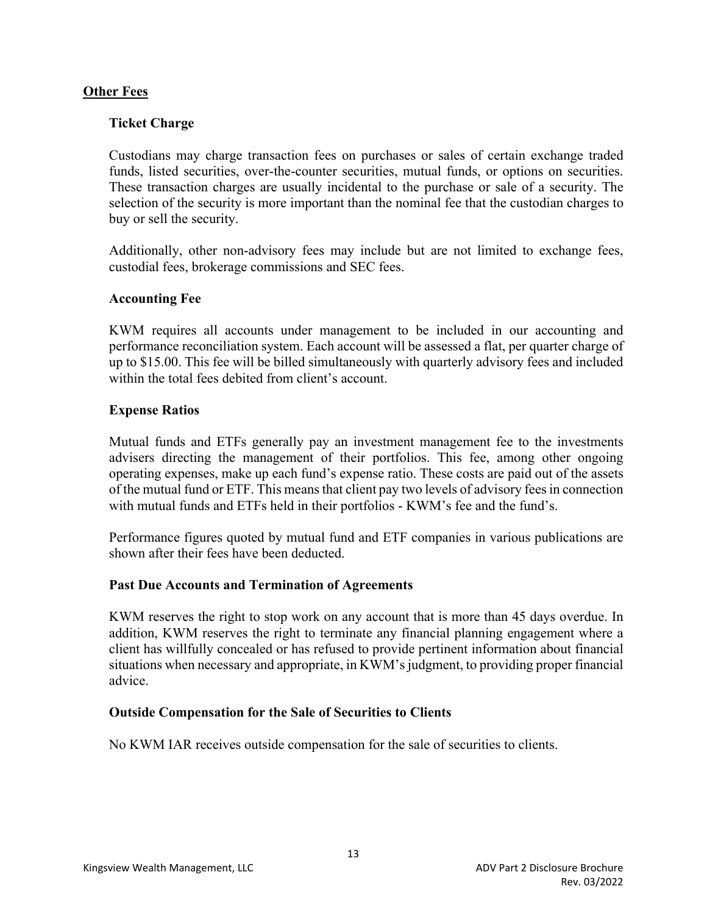## Other Fees

### Ticket Charge

Custodians may charge transaction fees on purchases or sales of certain exchange traded funds, listed securities, over-the-counter securities, mutual funds, or options on securities. These transaction charges are usually incidental to the purchase or sale of a security. The selection of the security is more important than the nominal fee that the custodian charges to buy or sell the security.

Additionally, other non-advisory fees may include but are not limited to exchange fees, custodial fees, brokerage commissions and SEC fees.

### Accounting Fee

KWM requires all accounts under management to be included in our accounting and performance reconciliation system. Each account will be assessed a flat, per quarter charge of up to $15.00. This fee will be billed simultaneously with quarterly advisory fees and included within the total fees debited from client's account.

### Expense Ratios

Mutual funds and ETFs generally pay an investment management fee to the investments advisers directing the management of their portfolios. This fee, among other ongoing operating expenses, make up each fund's expense ratio. These costs are paid out of the assets of the mutual fund or ETF. This means that client pay two levels of advisory fees in connection with mutual funds and ETFs held in their portfolios - KWM's fee and the fund's.

Performance figures quoted by mutual fund and ETF companies in various publications are shown after their fees have been deducted.

### Past Due Accounts and Termination of Agreements

KWM reserves the right to stop work on any account that is more than 45 days overdue. In addition, KWM reserves the right to terminate any financial planning engagement where a client has willfully concealed or has refused to provide pertinent information about financial situations when necessary and appropriate, in KWM's judgment, to providing proper financial advice.

### Outside Compensation for the Sale of Securities to Clients

No KWM IAR receives outside compensation for the sale of securities to clients.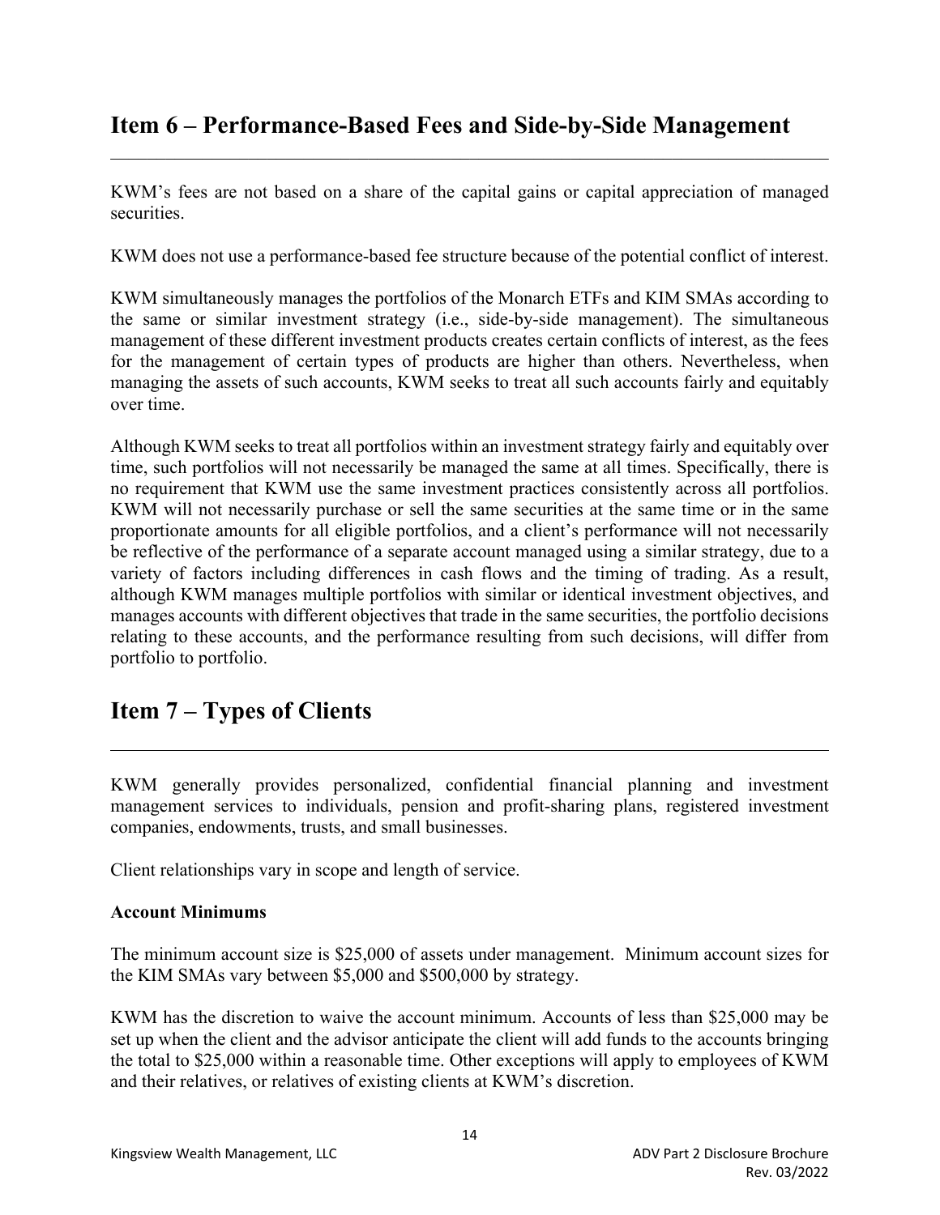## Item 6 – Performance-Based Fees and Side-by-Side Management

KWM's fees are not based on a share of the capital gains or capital appreciation of managed securities.

KWM does not use a performance-based fee structure because of the potential conflict of interest.

KWM simultaneously manages the portfolios of the Monarch ETFs and KIM SMAs according to the same or similar investment strategy (i.e., side-by-side management). The simultaneous management of these different investment products creates certain conflicts of interest, as the fees for the management of certain types of products are higher than others. Nevertheless, when managing the assets of such accounts, KWM seeks to treat all such accounts fairly and equitably over time.

Although KWM seeks to treat all portfolios within an investment strategy fairly and equitably over time, such portfolios will not necessarily be managed the same at all times. Specifically, there is no requirement that KWM use the same investment practices consistently across all portfolios. KWM will not necessarily purchase or sell the same securities at the same time or in the same proportionate amounts for all eligible portfolios, and a client's performance will not necessarily be reflective of the performance of a separate account managed using a similar strategy, due to a variety of factors including differences in cash flows and the timing of trading. As a result, although KWM manages multiple portfolios with similar or identical investment objectives, and manages accounts with different objectives that trade in the same securities, the portfolio decisions relating to these accounts, and the performance resulting from such decisions, will differ from portfolio to portfolio.

## Item 7 – Types of Clients

KWM generally provides personalized, confidential financial planning and investment management services to individuals, pension and profit-sharing plans, registered investment companies, endowments, trusts, and small businesses.

Client relationships vary in scope and length of service.

**Account Minimums**

The minimum account size is $25,000 of assets under management. Minimum account sizes for the KIM SMAs vary between $5,000 and $500,000 by strategy.

KWM has the discretion to waive the account minimum. Accounts of less than $25,000 may be set up when the client and the advisor anticipate the client will add funds to the accounts bringing the total to $25,000 within a reasonable time. Other exceptions will apply to employees of KWM and their relatives, or relatives of existing clients at KWM's discretion.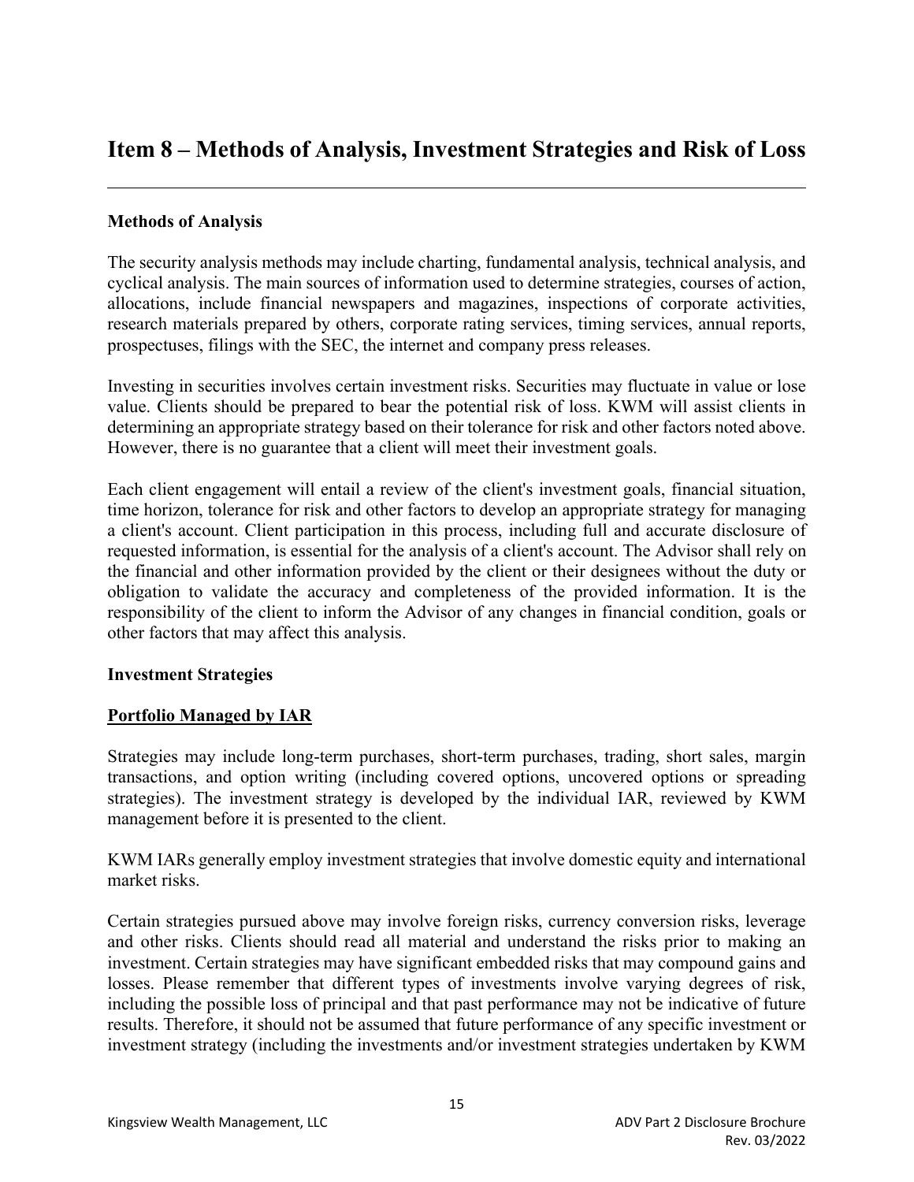# Item 8 – Methods of Analysis, Investment Strategies and Risk of Loss

**Methods of Analysis**

The security analysis methods may include charting, fundamental analysis, technical analysis, and cyclical analysis. The main sources of information used to determine strategies, courses of action, allocations, include financial newspapers and magazines, inspections of corporate activities, research materials prepared by others, corporate rating services, timing services, annual reports, prospectuses, filings with the SEC, the internet and company press releases.

Investing in securities involves certain investment risks. Securities may fluctuate in value or lose value. Clients should be prepared to bear the potential risk of loss. KWM will assist clients in determining an appropriate strategy based on their tolerance for risk and other factors noted above. However, there is no guarantee that a client will meet their investment goals.

Each client engagement will entail a review of the client's investment goals, financial situation, time horizon, tolerance for risk and other factors to develop an appropriate strategy for managing a client's account. Client participation in this process, including full and accurate disclosure of requested information, is essential for the analysis of a client's account. The Advisor shall rely on the financial and other information provided by the client or their designees without the duty or obligation to validate the accuracy and completeness of the provided information. It is the responsibility of the client to inform the Advisor of any changes in financial condition, goals or other factors that may affect this analysis.

**Investment Strategies**

**Portfolio Managed by IAR**

Strategies may include long-term purchases, short-term purchases, trading, short sales, margin transactions, and option writing (including covered options, uncovered options or spreading strategies). The investment strategy is developed by the individual IAR, reviewed by KWM management before it is presented to the client.

KWM IARs generally employ investment strategies that involve domestic equity and international market risks.

Certain strategies pursued above may involve foreign risks, currency conversion risks, leverage and other risks. Clients should read all material and understand the risks prior to making an investment. Certain strategies may have significant embedded risks that may compound gains and losses. Please remember that different types of investments involve varying degrees of risk, including the possible loss of principal and that past performance may not be indicative of future results. Therefore, it should not be assumed that future performance of any specific investment or investment strategy (including the investments and/or investment strategies undertaken by KWM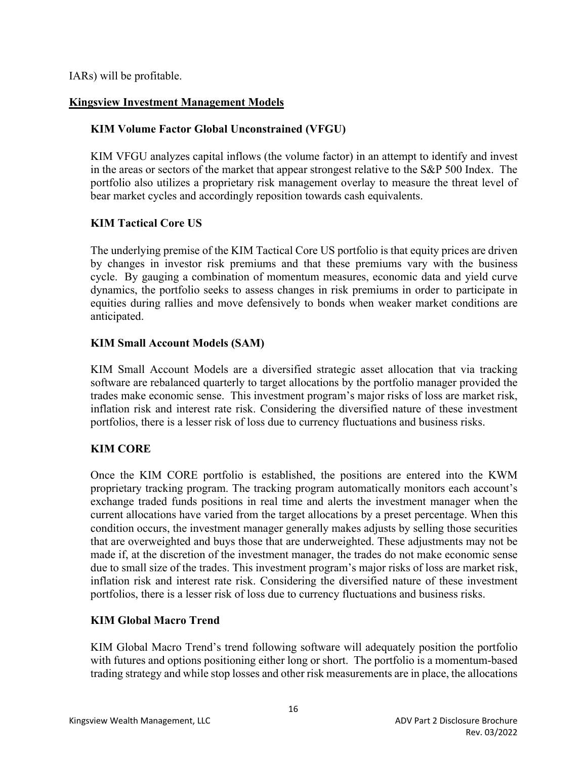IARs) will be profitable.

## Kingsview Investment Management Models

### KIM Volume Factor Global Unconstrained (VFGU)

KIM VFGU analyzes capital inflows (the volume factor) in an attempt to identify and invest in the areas or sectors of the market that appear strongest relative to the S&P 500 Index. The portfolio also utilizes a proprietary risk management overlay to measure the threat level of bear market cycles and accordingly reposition towards cash equivalents.

### KIM Tactical Core US

The underlying premise of the KIM Tactical Core US portfolio is that equity prices are driven by changes in investor risk premiums and that these premiums vary with the business cycle. By gauging a combination of momentum measures, economic data and yield curve dynamics, the portfolio seeks to assess changes in risk premiums in order to participate in equities during rallies and move defensively to bonds when weaker market conditions are anticipated.

### KIM Small Account Models (SAM)

KIM Small Account Models are a diversified strategic asset allocation that via tracking software are rebalanced quarterly to target allocations by the portfolio manager provided the trades make economic sense. This investment program's major risks of loss are market risk, inflation risk and interest rate risk. Considering the diversified nature of these investment portfolios, there is a lesser risk of loss due to currency fluctuations and business risks.

### KIM CORE

Once the KIM CORE portfolio is established, the positions are entered into the KWM proprietary tracking program. The tracking program automatically monitors each account's exchange traded funds positions in real time and alerts the investment manager when the current allocations have varied from the target allocations by a preset percentage. When this condition occurs, the investment manager generally makes adjusts by selling those securities that are overweighted and buys those that are underweighted. These adjustments may not be made if, at the discretion of the investment manager, the trades do not make economic sense due to small size of the trades. This investment program's major risks of loss are market risk, inflation risk and interest rate risk. Considering the diversified nature of these investment portfolios, there is a lesser risk of loss due to currency fluctuations and business risks.

### KIM Global Macro Trend

KIM Global Macro Trend's trend following software will adequately position the portfolio with futures and options positioning either long or short. The portfolio is a momentum-based trading strategy and while stop losses and other risk measurements are in place, the allocations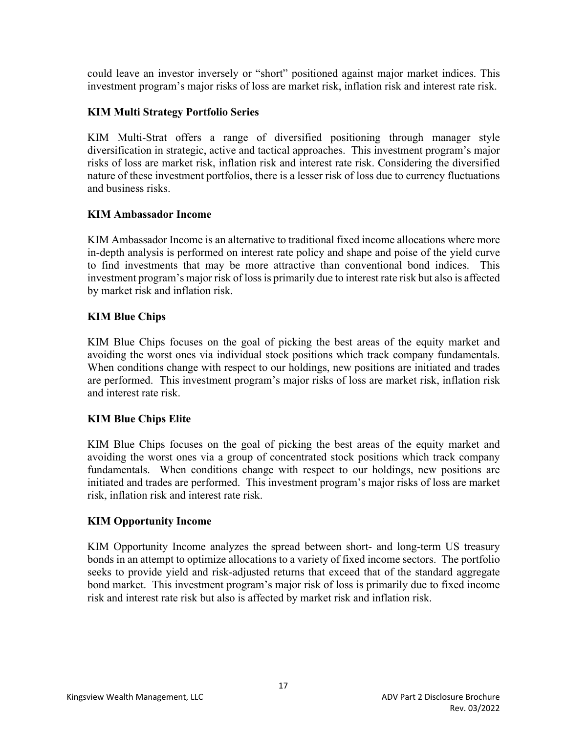could leave an investor inversely or "short" positioned against major market indices. This investment program's major risks of loss are market risk, inflation risk and interest rate risk.

**KIM Multi Strategy Portfolio Series**

KIM Multi-Strat offers a range of diversified positioning through manager style diversification in strategic, active and tactical approaches. This investment program's major risks of loss are market risk, inflation risk and interest rate risk. Considering the diversified nature of these investment portfolios, there is a lesser risk of loss due to currency fluctuations and business risks.

**KIM Ambassador Income**

KIM Ambassador Income is an alternative to traditional fixed income allocations where more in-depth analysis is performed on interest rate policy and shape and poise of the yield curve to find investments that may be more attractive than conventional bond indices. This investment program's major risk of loss is primarily due to interest rate risk but also is affected by market risk and inflation risk.

**KIM Blue Chips**

KIM Blue Chips focuses on the goal of picking the best areas of the equity market and avoiding the worst ones via individual stock positions which track company fundamentals. When conditions change with respect to our holdings, new positions are initiated and trades are performed. This investment program's major risks of loss are market risk, inflation risk and interest rate risk.

**KIM Blue Chips Elite**

KIM Blue Chips focuses on the goal of picking the best areas of the equity market and avoiding the worst ones via a group of concentrated stock positions which track company fundamentals. When conditions change with respect to our holdings, new positions are initiated and trades are performed. This investment program's major risks of loss are market risk, inflation risk and interest rate risk.

**KIM Opportunity Income**

KIM Opportunity Income analyzes the spread between short- and long-term US treasury bonds in an attempt to optimize allocations to a variety of fixed income sectors. The portfolio seeks to provide yield and risk-adjusted returns that exceed that of the standard aggregate bond market. This investment program's major risk of loss is primarily due to fixed income risk and interest rate risk but also is affected by market risk and inflation risk.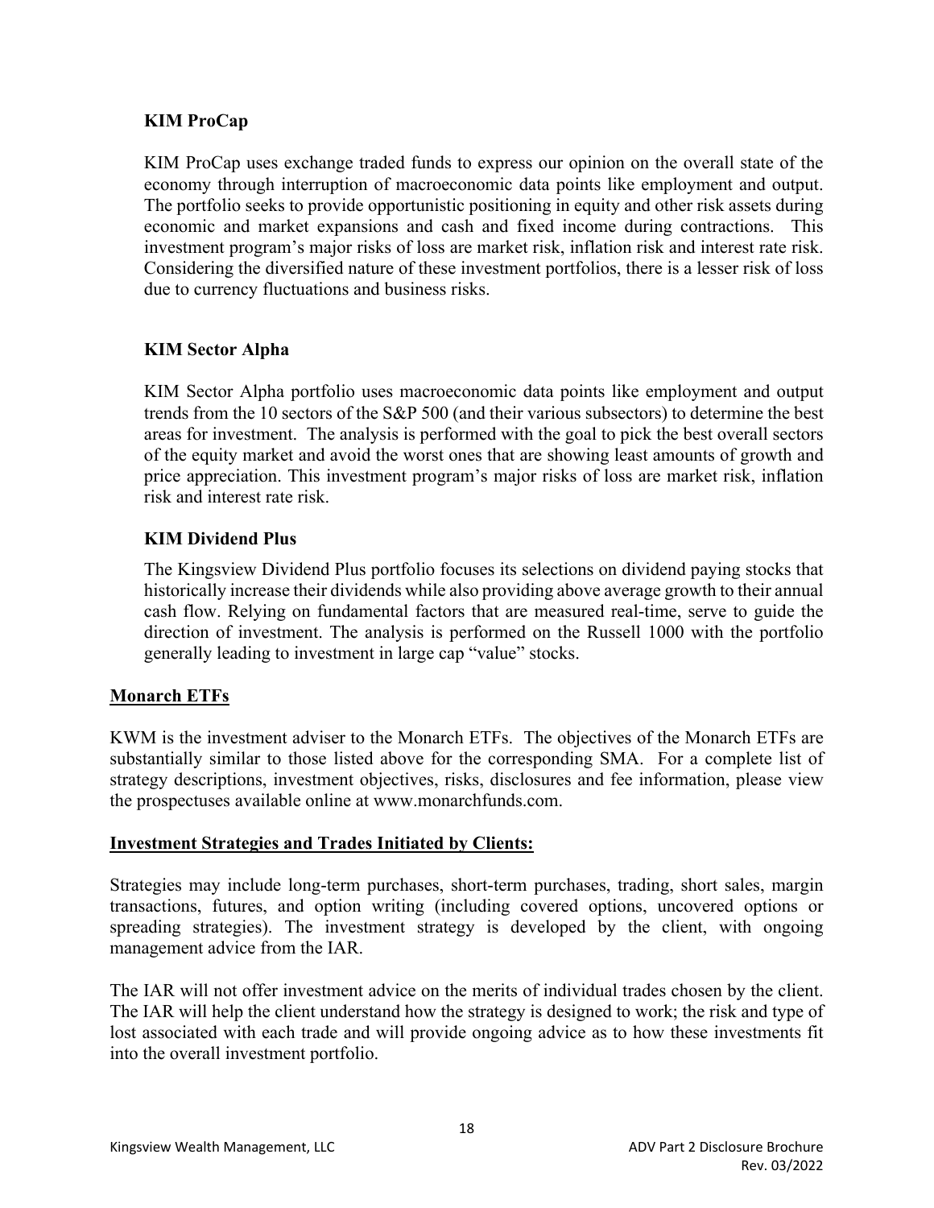### KIM ProCap

KIM ProCap uses exchange traded funds to express our opinion on the overall state of the economy through interruption of macroeconomic data points like employment and output. The portfolio seeks to provide opportunistic positioning in equity and other risk assets during economic and market expansions and cash and fixed income during contractions. This investment program's major risks of loss are market risk, inflation risk and interest rate risk. Considering the diversified nature of these investment portfolios, there is a lesser risk of loss due to currency fluctuations and business risks.

### KIM Sector Alpha

KIM Sector Alpha portfolio uses macroeconomic data points like employment and output trends from the 10 sectors of the S&P 500 (and their various subsectors) to determine the best areas for investment. The analysis is performed with the goal to pick the best overall sectors of the equity market and avoid the worst ones that are showing least amounts of growth and price appreciation. This investment program's major risks of loss are market risk, inflation risk and interest rate risk.

### KIM Dividend Plus

The Kingsview Dividend Plus portfolio focuses its selections on dividend paying stocks that historically increase their dividends while also providing above average growth to their annual cash flow. Relying on fundamental factors that are measured real-time, serve to guide the direction of investment. The analysis is performed on the Russell 1000 with the portfolio generally leading to investment in large cap "value" stocks.

## Monarch ETFs

KWM is the investment adviser to the Monarch ETFs. The objectives of the Monarch ETFs are substantially similar to those listed above for the corresponding SMA. For a complete list of strategy descriptions, investment objectives, risks, disclosures and fee information, please view the prospectuses available online at www.monarchfunds.com.

## Investment Strategies and Trades Initiated by Clients:

Strategies may include long-term purchases, short-term purchases, trading, short sales, margin transactions, futures, and option writing (including covered options, uncovered options or spreading strategies). The investment strategy is developed by the client, with ongoing management advice from the IAR.

The IAR will not offer investment advice on the merits of individual trades chosen by the client. The IAR will help the client understand how the strategy is designed to work; the risk and type of lost associated with each trade and will provide ongoing advice as to how these investments fit into the overall investment portfolio.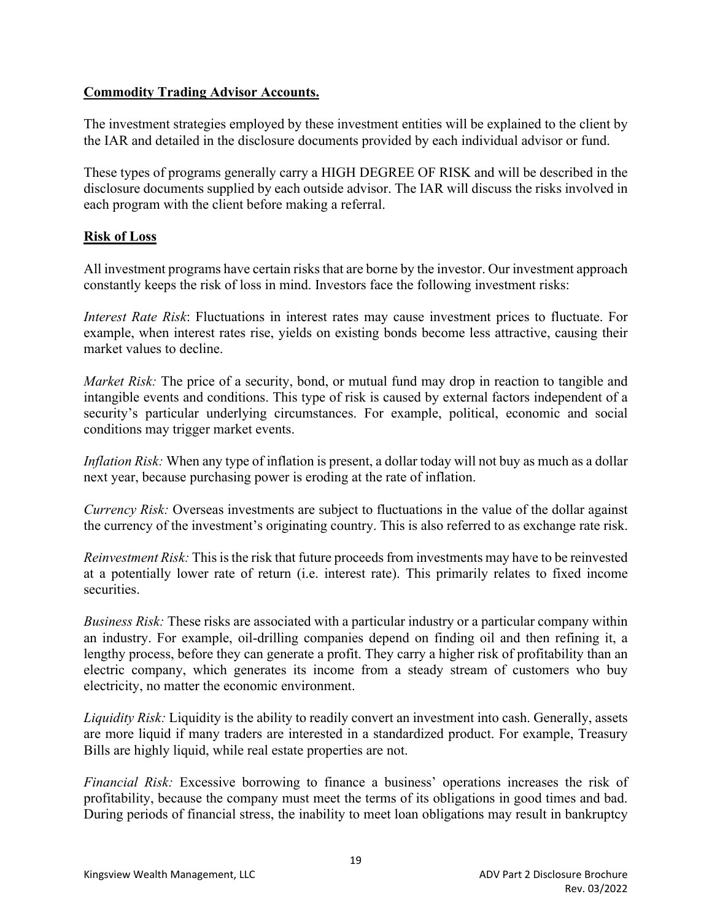**Commodity Trading Advisor Accounts.**

The investment strategies employed by these investment entities will be explained to the client by the IAR and detailed in the disclosure documents provided by each individual advisor or fund.

These types of programs generally carry a HIGH DEGREE OF RISK and will be described in the disclosure documents supplied by each outside advisor. The IAR will discuss the risks involved in each program with the client before making a referral.

**Risk of Loss**

All investment programs have certain risks that are borne by the investor. Our investment approach constantly keeps the risk of loss in mind. Investors face the following investment risks:

*Interest Rate Risk*: Fluctuations in interest rates may cause investment prices to fluctuate. For example, when interest rates rise, yields on existing bonds become less attractive, causing their market values to decline.

*Market Risk:* The price of a security, bond, or mutual fund may drop in reaction to tangible and intangible events and conditions. This type of risk is caused by external factors independent of a security's particular underlying circumstances. For example, political, economic and social conditions may trigger market events.

*Inflation Risk:* When any type of inflation is present, a dollar today will not buy as much as a dollar next year, because purchasing power is eroding at the rate of inflation.

*Currency Risk:* Overseas investments are subject to fluctuations in the value of the dollar against the currency of the investment's originating country. This is also referred to as exchange rate risk.

*Reinvestment Risk:* This is the risk that future proceeds from investments may have to be reinvested at a potentially lower rate of return (i.e. interest rate). This primarily relates to fixed income securities.

*Business Risk:* These risks are associated with a particular industry or a particular company within an industry. For example, oil-drilling companies depend on finding oil and then refining it, a lengthy process, before they can generate a profit. They carry a higher risk of profitability than an electric company, which generates its income from a steady stream of customers who buy electricity, no matter the economic environment.

*Liquidity Risk:* Liquidity is the ability to readily convert an investment into cash. Generally, assets are more liquid if many traders are interested in a standardized product. For example, Treasury Bills are highly liquid, while real estate properties are not.

*Financial Risk:* Excessive borrowing to finance a business' operations increases the risk of profitability, because the company must meet the terms of its obligations in good times and bad. During periods of financial stress, the inability to meet loan obligations may result in bankruptcy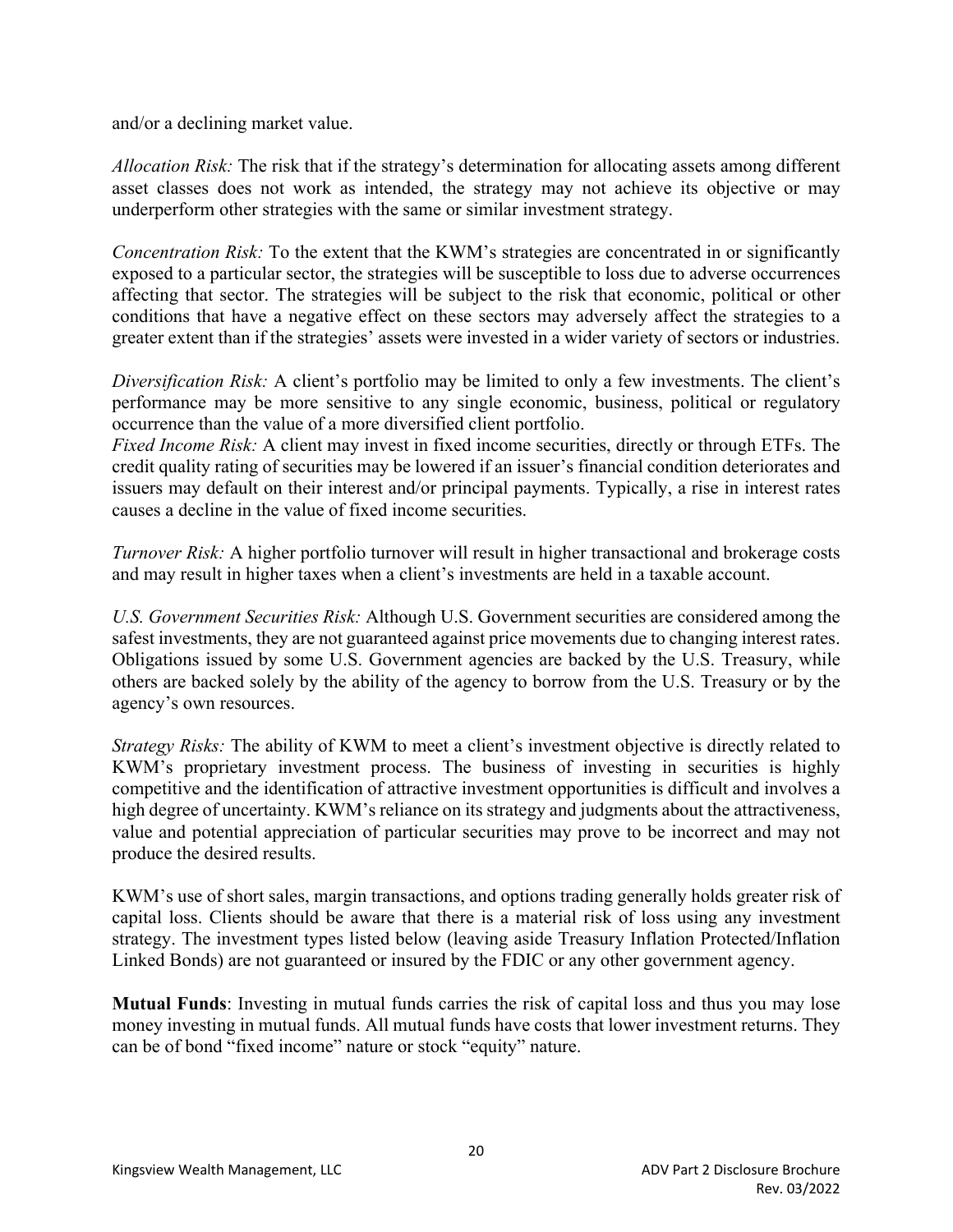and/or a declining market value.

*Allocation Risk:* The risk that if the strategy's determination for allocating assets among different asset classes does not work as intended, the strategy may not achieve its objective or may underperform other strategies with the same or similar investment strategy.

*Concentration Risk:* To the extent that the KWM's strategies are concentrated in or significantly exposed to a particular sector, the strategies will be susceptible to loss due to adverse occurrences affecting that sector. The strategies will be subject to the risk that economic, political or other conditions that have a negative effect on these sectors may adversely affect the strategies to a greater extent than if the strategies' assets were invested in a wider variety of sectors or industries.

*Diversification Risk:* A client's portfolio may be limited to only a few investments. The client's performance may be more sensitive to any single economic, business, political or regulatory occurrence than the value of a more diversified client portfolio.

*Fixed Income Risk:* A client may invest in fixed income securities, directly or through ETFs. The credit quality rating of securities may be lowered if an issuer's financial condition deteriorates and issuers may default on their interest and/or principal payments. Typically, a rise in interest rates causes a decline in the value of fixed income securities.

*Turnover Risk:* A higher portfolio turnover will result in higher transactional and brokerage costs and may result in higher taxes when a client's investments are held in a taxable account.

*U.S. Government Securities Risk:* Although U.S. Government securities are considered among the safest investments, they are not guaranteed against price movements due to changing interest rates. Obligations issued by some U.S. Government agencies are backed by the U.S. Treasury, while others are backed solely by the ability of the agency to borrow from the U.S. Treasury or by the agency's own resources.

*Strategy Risks:* The ability of KWM to meet a client's investment objective is directly related to KWM's proprietary investment process. The business of investing in securities is highly competitive and the identification of attractive investment opportunities is difficult and involves a high degree of uncertainty. KWM's reliance on its strategy and judgments about the attractiveness, value and potential appreciation of particular securities may prove to be incorrect and may not produce the desired results.

KWM's use of short sales, margin transactions, and options trading generally holds greater risk of capital loss. Clients should be aware that there is a material risk of loss using any investment strategy. The investment types listed below (leaving aside Treasury Inflation Protected/Inflation Linked Bonds) are not guaranteed or insured by the FDIC or any other government agency.

**Mutual Funds**: Investing in mutual funds carries the risk of capital loss and thus you may lose money investing in mutual funds. All mutual funds have costs that lower investment returns. They can be of bond "fixed income" nature or stock "equity" nature.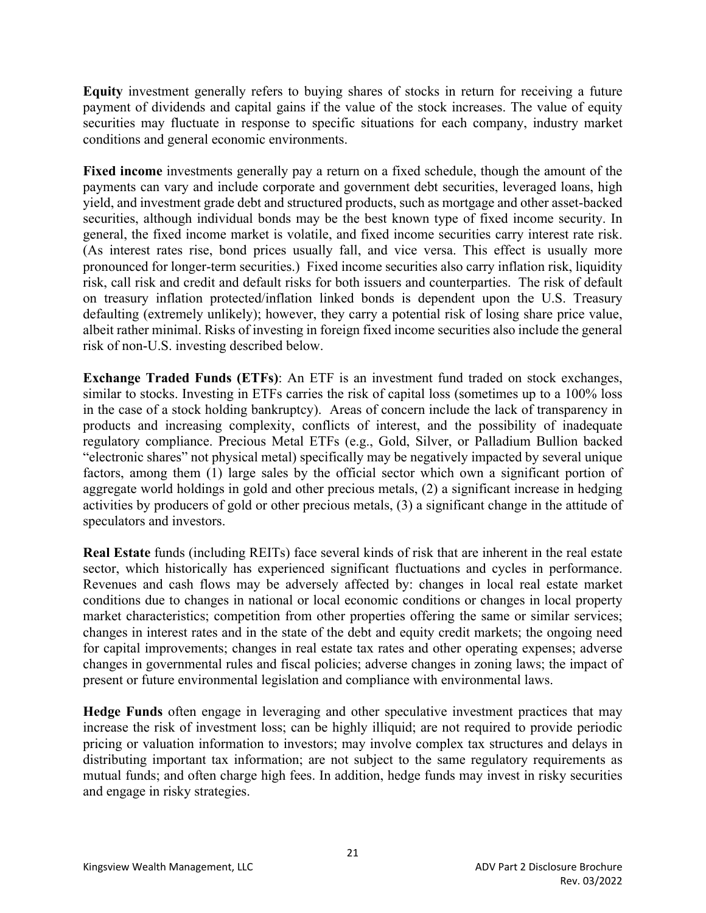**Equity** investment generally refers to buying shares of stocks in return for receiving a future payment of dividends and capital gains if the value of the stock increases. The value of equity securities may fluctuate in response to specific situations for each company, industry market conditions and general economic environments.

**Fixed income** investments generally pay a return on a fixed schedule, though the amount of the payments can vary and include corporate and government debt securities, leveraged loans, high yield, and investment grade debt and structured products, such as mortgage and other asset-backed securities, although individual bonds may be the best known type of fixed income security. In general, the fixed income market is volatile, and fixed income securities carry interest rate risk. (As interest rates rise, bond prices usually fall, and vice versa. This effect is usually more pronounced for longer-term securities.) Fixed income securities also carry inflation risk, liquidity risk, call risk and credit and default risks for both issuers and counterparties. The risk of default on treasury inflation protected/inflation linked bonds is dependent upon the U.S. Treasury defaulting (extremely unlikely); however, they carry a potential risk of losing share price value, albeit rather minimal. Risks of investing in foreign fixed income securities also include the general risk of non-U.S. investing described below.

**Exchange Traded Funds (ETFs)**: An ETF is an investment fund traded on stock exchanges, similar to stocks. Investing in ETFs carries the risk of capital loss (sometimes up to a 100% loss in the case of a stock holding bankruptcy). Areas of concern include the lack of transparency in products and increasing complexity, conflicts of interest, and the possibility of inadequate regulatory compliance. Precious Metal ETFs (e.g., Gold, Silver, or Palladium Bullion backed "electronic shares" not physical metal) specifically may be negatively impacted by several unique factors, among them (1) large sales by the official sector which own a significant portion of aggregate world holdings in gold and other precious metals, (2) a significant increase in hedging activities by producers of gold or other precious metals, (3) a significant change in the attitude of speculators and investors.

**Real Estate** funds (including REITs) face several kinds of risk that are inherent in the real estate sector, which historically has experienced significant fluctuations and cycles in performance. Revenues and cash flows may be adversely affected by: changes in local real estate market conditions due to changes in national or local economic conditions or changes in local property market characteristics; competition from other properties offering the same or similar services; changes in interest rates and in the state of the debt and equity credit markets; the ongoing need for capital improvements; changes in real estate tax rates and other operating expenses; adverse changes in governmental rules and fiscal policies; adverse changes in zoning laws; the impact of present or future environmental legislation and compliance with environmental laws.

**Hedge Funds** often engage in leveraging and other speculative investment practices that may increase the risk of investment loss; can be highly illiquid; are not required to provide periodic pricing or valuation information to investors; may involve complex tax structures and delays in distributing important tax information; are not subject to the same regulatory requirements as mutual funds; and often charge high fees. In addition, hedge funds may invest in risky securities and engage in risky strategies.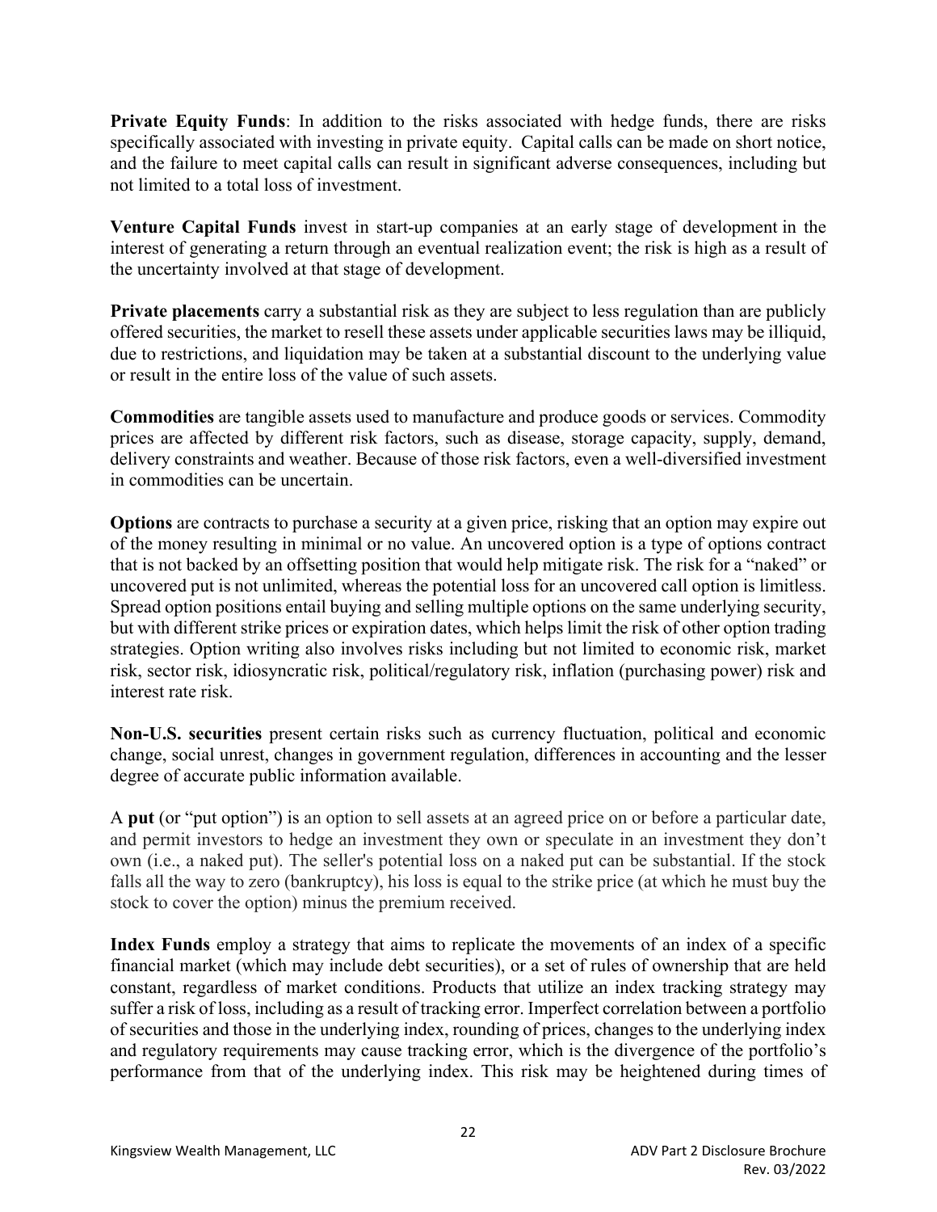**Private Equity Funds**: In addition to the risks associated with hedge funds, there are risks specifically associated with investing in private equity. Capital calls can be made on short notice, and the failure to meet capital calls can result in significant adverse consequences, including but not limited to a total loss of investment.

**Venture Capital Funds** invest in start-up companies at an early stage of development in the interest of generating a return through an eventual realization event; the risk is high as a result of the uncertainty involved at that stage of development.

**Private placements** carry a substantial risk as they are subject to less regulation than are publicly offered securities, the market to resell these assets under applicable securities laws may be illiquid, due to restrictions, and liquidation may be taken at a substantial discount to the underlying value or result in the entire loss of the value of such assets.

**Commodities** are tangible assets used to manufacture and produce goods or services. Commodity prices are affected by different risk factors, such as disease, storage capacity, supply, demand, delivery constraints and weather. Because of those risk factors, even a well-diversified investment in commodities can be uncertain.

**Options** are contracts to purchase a security at a given price, risking that an option may expire out of the money resulting in minimal or no value. An uncovered option is a type of options contract that is not backed by an offsetting position that would help mitigate risk. The risk for a "naked" or uncovered put is not unlimited, whereas the potential loss for an uncovered call option is limitless. Spread option positions entail buying and selling multiple options on the same underlying security, but with different strike prices or expiration dates, which helps limit the risk of other option trading strategies. Option writing also involves risks including but not limited to economic risk, market risk, sector risk, idiosyncratic risk, political/regulatory risk, inflation (purchasing power) risk and interest rate risk.

**Non-U.S. securities** present certain risks such as currency fluctuation, political and economic change, social unrest, changes in government regulation, differences in accounting and the lesser degree of accurate public information available.

A **put** (or "put option") is an option to sell assets at an agreed price on or before a particular date, and permit investors to hedge an investment they own or speculate in an investment they don't own (i.e., a naked put). The seller's potential loss on a naked put can be substantial. If the stock falls all the way to zero (bankruptcy), his loss is equal to the strike price (at which he must buy the stock to cover the option) minus the premium received.

**Index Funds** employ a strategy that aims to replicate the movements of an index of a specific financial market (which may include debt securities), or a set of rules of ownership that are held constant, regardless of market conditions. Products that utilize an index tracking strategy may suffer a risk of loss, including as a result of tracking error. Imperfect correlation between a portfolio of securities and those in the underlying index, rounding of prices, changes to the underlying index and regulatory requirements may cause tracking error, which is the divergence of the portfolio's performance from that of the underlying index. This risk may be heightened during times of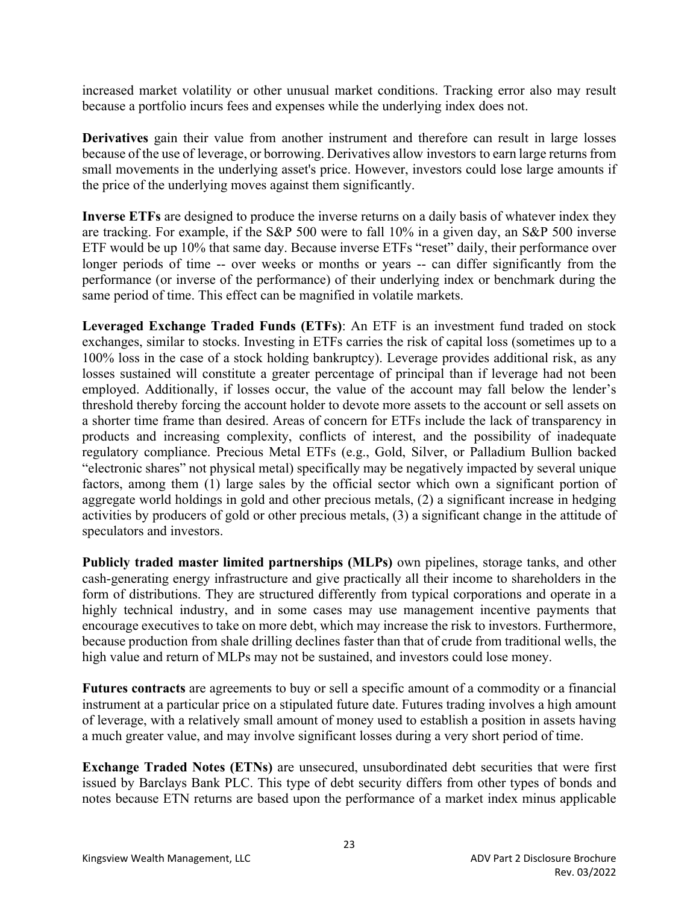increased market volatility or other unusual market conditions. Tracking error also may result because a portfolio incurs fees and expenses while the underlying index does not.

**Derivatives** gain their value from another instrument and therefore can result in large losses because of the use of leverage, or borrowing. Derivatives allow investors to earn large returns from small movements in the underlying asset's price. However, investors could lose large amounts if the price of the underlying moves against them significantly.

**Inverse ETFs** are designed to produce the inverse returns on a daily basis of whatever index they are tracking. For example, if the S&P 500 were to fall 10% in a given day, an S&P 500 inverse ETF would be up 10% that same day. Because inverse ETFs "reset" daily, their performance over longer periods of time -- over weeks or months or years -- can differ significantly from the performance (or inverse of the performance) of their underlying index or benchmark during the same period of time. This effect can be magnified in volatile markets.

**Leveraged Exchange Traded Funds (ETFs)**: An ETF is an investment fund traded on stock exchanges, similar to stocks. Investing in ETFs carries the risk of capital loss (sometimes up to a 100% loss in the case of a stock holding bankruptcy). Leverage provides additional risk, as any losses sustained will constitute a greater percentage of principal than if leverage had not been employed. Additionally, if losses occur, the value of the account may fall below the lender's threshold thereby forcing the account holder to devote more assets to the account or sell assets on a shorter time frame than desired. Areas of concern for ETFs include the lack of transparency in products and increasing complexity, conflicts of interest, and the possibility of inadequate regulatory compliance. Precious Metal ETFs (e.g., Gold, Silver, or Palladium Bullion backed "electronic shares" not physical metal) specifically may be negatively impacted by several unique factors, among them (1) large sales by the official sector which own a significant portion of aggregate world holdings in gold and other precious metals, (2) a significant increase in hedging activities by producers of gold or other precious metals, (3) a significant change in the attitude of speculators and investors.

**Publicly traded master limited partnerships (MLPs)** own pipelines, storage tanks, and other cash-generating energy infrastructure and give practically all their income to shareholders in the form of distributions. They are structured differently from typical corporations and operate in a highly technical industry, and in some cases may use management incentive payments that encourage executives to take on more debt, which may increase the risk to investors. Furthermore, because production from shale drilling declines faster than that of crude from traditional wells, the high value and return of MLPs may not be sustained, and investors could lose money.

**Futures contracts** are agreements to buy or sell a specific amount of a commodity or a financial instrument at a particular price on a stipulated future date. Futures trading involves a high amount of leverage, with a relatively small amount of money used to establish a position in assets having a much greater value, and may involve significant losses during a very short period of time.

**Exchange Traded Notes (ETNs)** are unsecured, unsubordinated debt securities that were first issued by Barclays Bank PLC. This type of debt security differs from other types of bonds and notes because ETN returns are based upon the performance of a market index minus applicable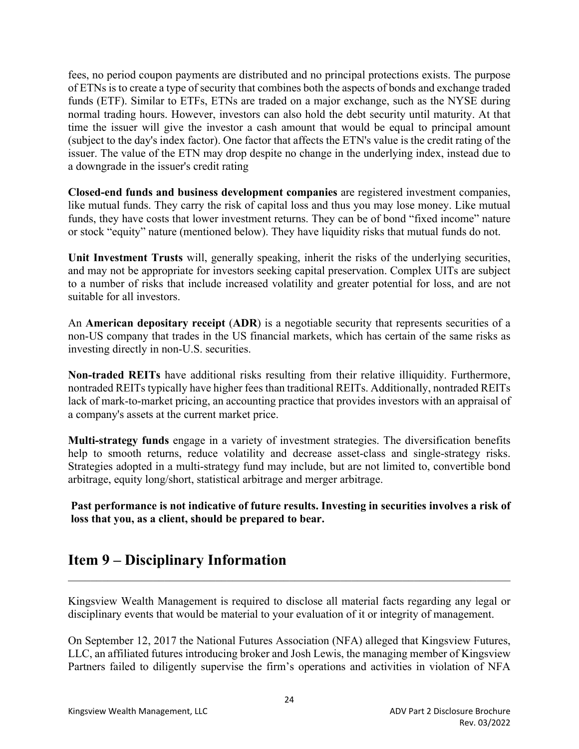fees, no period coupon payments are distributed and no principal protections exists. The purpose of ETNs is to create a type of security that combines both the aspects of bonds and exchange traded funds (ETF). Similar to ETFs, ETNs are traded on a major exchange, such as the NYSE during normal trading hours. However, investors can also hold the debt security until maturity. At that time the issuer will give the investor a cash amount that would be equal to principal amount (subject to the day's index factor). One factor that affects the ETN's value is the credit rating of the issuer. The value of the ETN may drop despite no change in the underlying index, instead due to a downgrade in the issuer's credit rating

**Closed-end funds and business development companies** are registered investment companies, like mutual funds. They carry the risk of capital loss and thus you may lose money. Like mutual funds, they have costs that lower investment returns. They can be of bond "fixed income" nature or stock "equity" nature (mentioned below). They have liquidity risks that mutual funds do not.

**Unit Investment Trusts** will, generally speaking, inherit the risks of the underlying securities, and may not be appropriate for investors seeking capital preservation. Complex UITs are subject to a number of risks that include increased volatility and greater potential for loss, and are not suitable for all investors.

An **American depositary receipt** (**ADR**) is a negotiable security that represents securities of a non-US company that trades in the US financial markets, which has certain of the same risks as investing directly in non-U.S. securities.

**Non-traded REITs** have additional risks resulting from their relative illiquidity. Furthermore, nontraded REITs typically have higher fees than traditional REITs. Additionally, nontraded REITs lack of mark-to-market pricing, an accounting practice that provides investors with an appraisal of a company's assets at the current market price.

**Multi-strategy funds** engage in a variety of investment strategies. The diversification benefits help to smooth returns, reduce volatility and decrease asset-class and single-strategy risks. Strategies adopted in a multi-strategy fund may include, but are not limited to, convertible bond arbitrage, equity long/short, statistical arbitrage and merger arbitrage.

**Past performance is not indicative of future results. Investing in securities involves a risk of loss that you, as a client, should be prepared to bear.**

# Item 9 – Disciplinary Information

Kingsview Wealth Management is required to disclose all material facts regarding any legal or disciplinary events that would be material to your evaluation of it or integrity of management.

On September 12, 2017 the National Futures Association (NFA) alleged that Kingsview Futures, LLC, an affiliated futures introducing broker and Josh Lewis, the managing member of Kingsview Partners failed to diligently supervise the firm's operations and activities in violation of NFA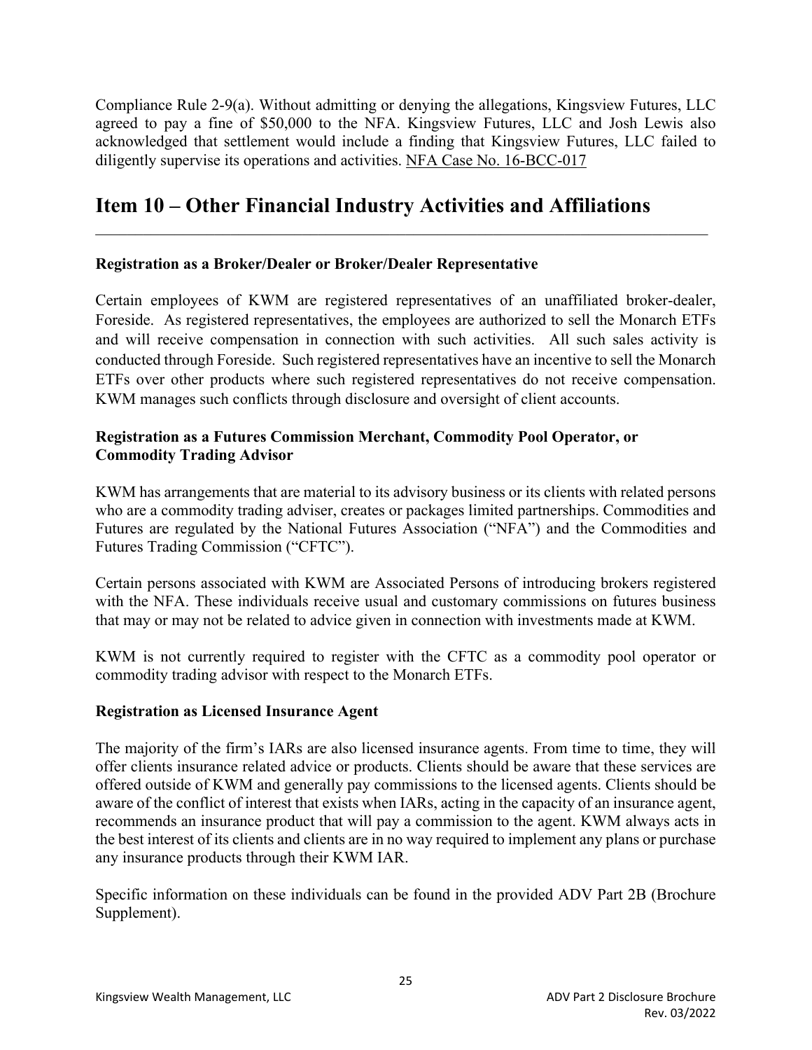Compliance Rule 2-9(a). Without admitting or denying the allegations, Kingsview Futures, LLC agreed to pay a fine of $50,000 to the NFA. Kingsview Futures, LLC and Josh Lewis also acknowledged that settlement would include a finding that Kingsview Futures, LLC failed to diligently supervise its operations and activities. NFA Case No. 16-BCC-017

# Item 10 – Other Financial Industry Activities and Affiliations

**Registration as a Broker/Dealer or Broker/Dealer Representative**

Certain employees of KWM are registered representatives of an unaffiliated broker-dealer, Foreside. As registered representatives, the employees are authorized to sell the Monarch ETFs and will receive compensation in connection with such activities. All such sales activity is conducted through Foreside. Such registered representatives have an incentive to sell the Monarch ETFs over other products where such registered representatives do not receive compensation. KWM manages such conflicts through disclosure and oversight of client accounts.

**Registration as a Futures Commission Merchant, Commodity Pool Operator, or Commodity Trading Advisor**

KWM has arrangements that are material to its advisory business or its clients with related persons who are a commodity trading adviser, creates or packages limited partnerships. Commodities and Futures are regulated by the National Futures Association ("NFA") and the Commodities and Futures Trading Commission ("CFTC").

Certain persons associated with KWM are Associated Persons of introducing brokers registered with the NFA. These individuals receive usual and customary commissions on futures business that may or may not be related to advice given in connection with investments made at KWM.

KWM is not currently required to register with the CFTC as a commodity pool operator or commodity trading advisor with respect to the Monarch ETFs.

**Registration as Licensed Insurance Agent**

The majority of the firm's IARs are also licensed insurance agents. From time to time, they will offer clients insurance related advice or products. Clients should be aware that these services are offered outside of KWM and generally pay commissions to the licensed agents. Clients should be aware of the conflict of interest that exists when IARs, acting in the capacity of an insurance agent, recommends an insurance product that will pay a commission to the agent. KWM always acts in the best interest of its clients and clients are in no way required to implement any plans or purchase any insurance products through their KWM IAR.

Specific information on these individuals can be found in the provided ADV Part 2B (Brochure Supplement).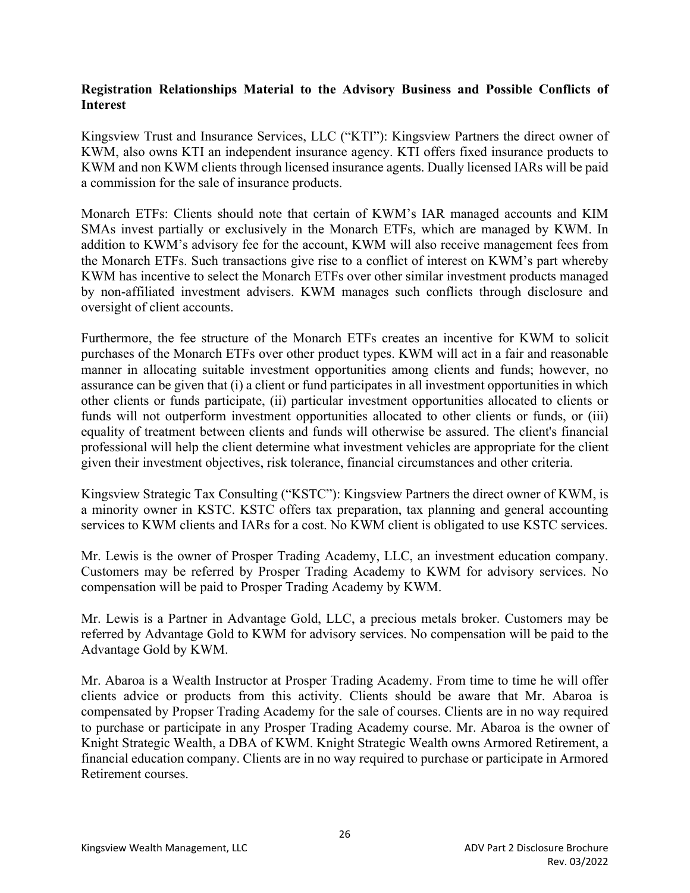**Registration Relationships Material to the Advisory Business and Possible Conflicts of Interest**

Kingsview Trust and Insurance Services, LLC ("KTI"): Kingsview Partners the direct owner of KWM, also owns KTI an independent insurance agency. KTI offers fixed insurance products to KWM and non KWM clients through licensed insurance agents. Dually licensed IARs will be paid a commission for the sale of insurance products.

Monarch ETFs: Clients should note that certain of KWM's IAR managed accounts and KIM SMAs invest partially or exclusively in the Monarch ETFs, which are managed by KWM. In addition to KWM's advisory fee for the account, KWM will also receive management fees from the Monarch ETFs. Such transactions give rise to a conflict of interest on KWM's part whereby KWM has incentive to select the Monarch ETFs over other similar investment products managed by non-affiliated investment advisers. KWM manages such conflicts through disclosure and oversight of client accounts.

Furthermore, the fee structure of the Monarch ETFs creates an incentive for KWM to solicit purchases of the Monarch ETFs over other product types. KWM will act in a fair and reasonable manner in allocating suitable investment opportunities among clients and funds; however, no assurance can be given that (i) a client or fund participates in all investment opportunities in which other clients or funds participate, (ii) particular investment opportunities allocated to clients or funds will not outperform investment opportunities allocated to other clients or funds, or (iii) equality of treatment between clients and funds will otherwise be assured. The client's financial professional will help the client determine what investment vehicles are appropriate for the client given their investment objectives, risk tolerance, financial circumstances and other criteria.

Kingsview Strategic Tax Consulting ("KSTC"): Kingsview Partners the direct owner of KWM, is a minority owner in KSTC. KSTC offers tax preparation, tax planning and general accounting services to KWM clients and IARs for a cost. No KWM client is obligated to use KSTC services.

Mr. Lewis is the owner of Prosper Trading Academy, LLC, an investment education company. Customers may be referred by Prosper Trading Academy to KWM for advisory services. No compensation will be paid to Prosper Trading Academy by KWM.

Mr. Lewis is a Partner in Advantage Gold, LLC, a precious metals broker. Customers may be referred by Advantage Gold to KWM for advisory services. No compensation will be paid to the Advantage Gold by KWM.

Mr. Abaroa is a Wealth Instructor at Prosper Trading Academy. From time to time he will offer clients advice or products from this activity. Clients should be aware that Mr. Abaroa is compensated by Propser Trading Academy for the sale of courses. Clients are in no way required to purchase or participate in any Prosper Trading Academy course. Mr. Abaroa is the owner of Knight Strategic Wealth, a DBA of KWM. Knight Strategic Wealth owns Armored Retirement, a financial education company. Clients are in no way required to purchase or participate in Armored Retirement courses.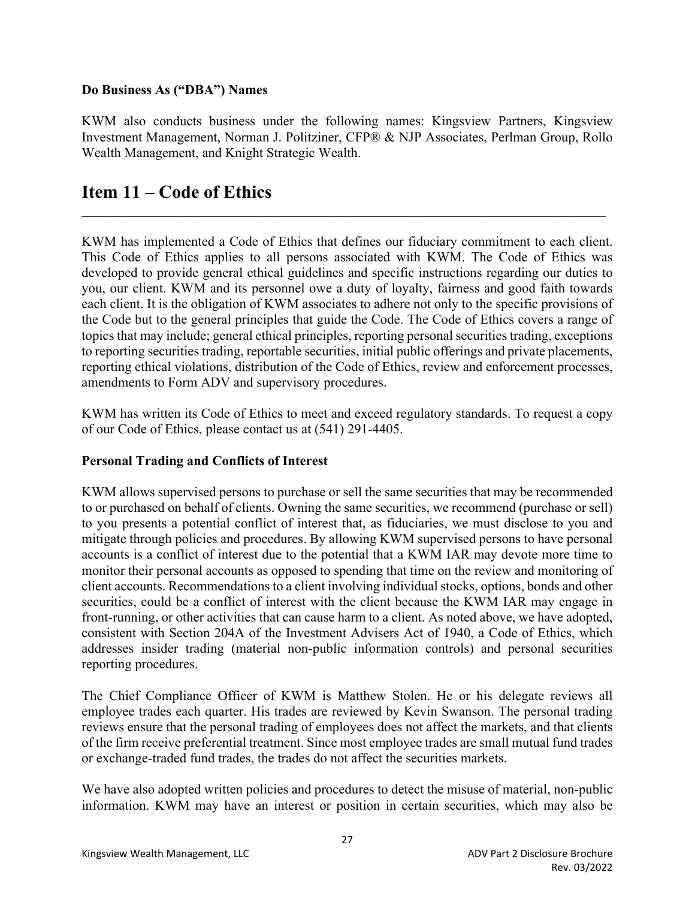**Do Business As ("DBA") Names**

KWM also conducts business under the following names: Kingsview Partners, Kingsview Investment Management, Norman J. Politziner, CFP® & NJP Associates, Perlman Group, Rollo Wealth Management, and Knight Strategic Wealth.

# Item 11 – Code of Ethics

KWM has implemented a Code of Ethics that defines our fiduciary commitment to each client. This Code of Ethics applies to all persons associated with KWM. The Code of Ethics was developed to provide general ethical guidelines and specific instructions regarding our duties to you, our client. KWM and its personnel owe a duty of loyalty, fairness and good faith towards each client. It is the obligation of KWM associates to adhere not only to the specific provisions of the Code but to the general principles that guide the Code. The Code of Ethics covers a range of topics that may include; general ethical principles, reporting personal securities trading, exceptions to reporting securities trading, reportable securities, initial public offerings and private placements, reporting ethical violations, distribution of the Code of Ethics, review and enforcement processes, amendments to Form ADV and supervisory procedures.

KWM has written its Code of Ethics to meet and exceed regulatory standards. To request a copy of our Code of Ethics, please contact us at (541) 291-4405.

**Personal Trading and Conflicts of Interest**

KWM allows supervised persons to purchase or sell the same securities that may be recommended to or purchased on behalf of clients. Owning the same securities, we recommend (purchase or sell) to you presents a potential conflict of interest that, as fiduciaries, we must disclose to you and mitigate through policies and procedures. By allowing KWM supervised persons to have personal accounts is a conflict of interest due to the potential that a KWM IAR may devote more time to monitor their personal accounts as opposed to spending that time on the review and monitoring of client accounts. Recommendations to a client involving individual stocks, options, bonds and other securities, could be a conflict of interest with the client because the KWM IAR may engage in front-running, or other activities that can cause harm to a client. As noted above, we have adopted, consistent with Section 204A of the Investment Advisers Act of 1940, a Code of Ethics, which addresses insider trading (material non-public information controls) and personal securities reporting procedures.

The Chief Compliance Officer of KWM is Matthew Stolen. He or his delegate reviews all employee trades each quarter. His trades are reviewed by Kevin Swanson. The personal trading reviews ensure that the personal trading of employees does not affect the markets, and that clients of the firm receive preferential treatment. Since most employee trades are small mutual fund trades or exchange-traded fund trades, the trades do not affect the securities markets.

We have also adopted written policies and procedures to detect the misuse of material, non-public information. KWM may have an interest or position in certain securities, which may also be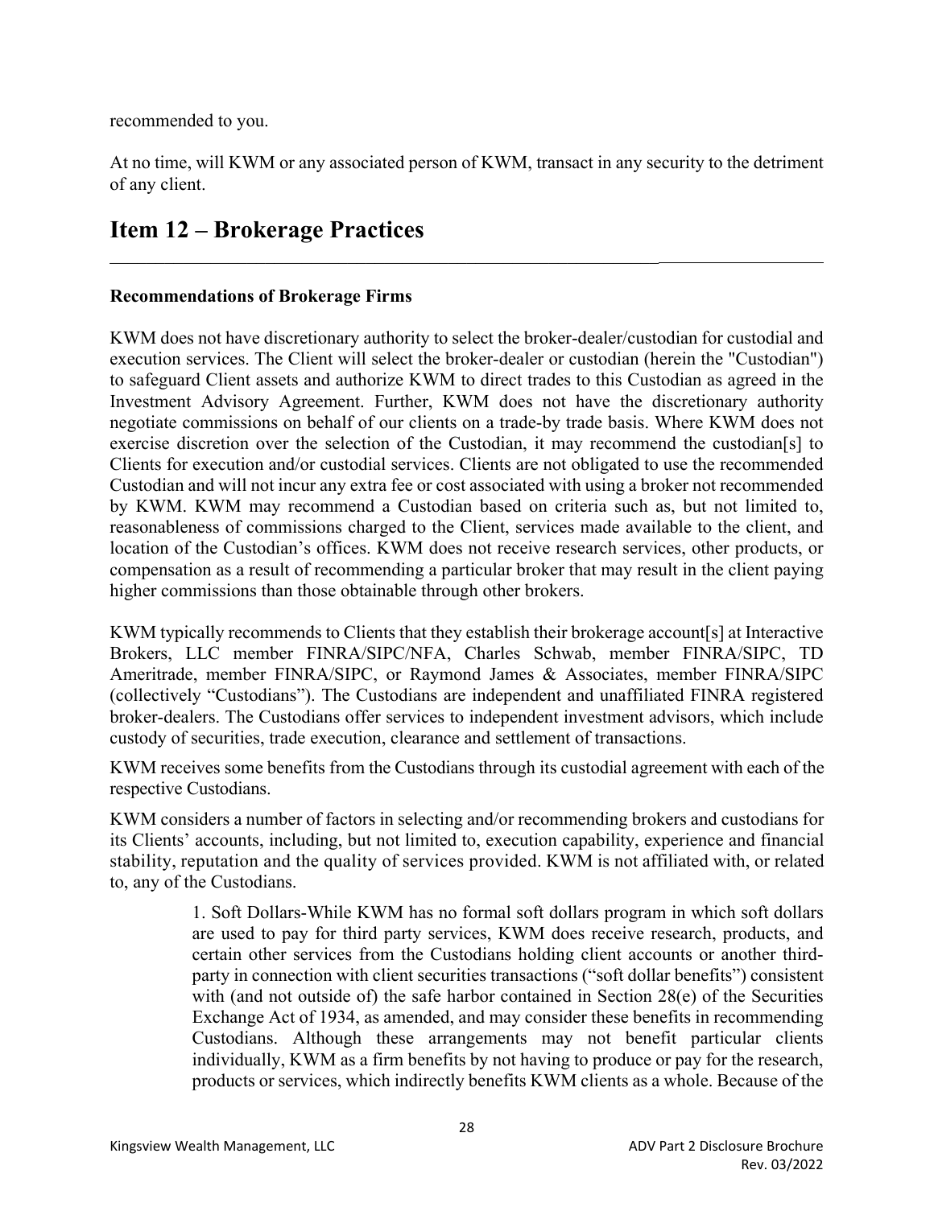recommended to you.

At no time, will KWM or any associated person of KWM, transact in any security to the detriment of any client.

# Item 12 – Brokerage Practices

**Recommendations of Brokerage Firms**

KWM does not have discretionary authority to select the broker-dealer/custodian for custodial and execution services. The Client will select the broker-dealer or custodian (herein the "Custodian") to safeguard Client assets and authorize KWM to direct trades to this Custodian as agreed in the Investment Advisory Agreement. Further, KWM does not have the discretionary authority negotiate commissions on behalf of our clients on a trade-by trade basis. Where KWM does not exercise discretion over the selection of the Custodian, it may recommend the custodian[s] to Clients for execution and/or custodial services. Clients are not obligated to use the recommended Custodian and will not incur any extra fee or cost associated with using a broker not recommended by KWM. KWM may recommend a Custodian based on criteria such as, but not limited to, reasonableness of commissions charged to the Client, services made available to the client, and location of the Custodian's offices. KWM does not receive research services, other products, or compensation as a result of recommending a particular broker that may result in the client paying higher commissions than those obtainable through other brokers.

KWM typically recommends to Clients that they establish their brokerage account[s] at Interactive Brokers, LLC member FINRA/SIPC/NFA, Charles Schwab, member FINRA/SIPC, TD Ameritrade, member FINRA/SIPC, or Raymond James & Associates, member FINRA/SIPC (collectively "Custodians"). The Custodians are independent and unaffiliated FINRA registered broker-dealers. The Custodians offer services to independent investment advisors, which include custody of securities, trade execution, clearance and settlement of transactions.

KWM receives some benefits from the Custodians through its custodial agreement with each of the respective Custodians.

KWM considers a number of factors in selecting and/or recommending brokers and custodians for its Clients' accounts, including, but not limited to, execution capability, experience and financial stability, reputation and the quality of services provided. KWM is not affiliated with, or related to, any of the Custodians.

> 1. Soft Dollars-While KWM has no formal soft dollars program in which soft dollars are used to pay for third party services, KWM does receive research, products, and certain other services from the Custodians holding client accounts or another third-party in connection with client securities transactions ("soft dollar benefits") consistent with (and not outside of) the safe harbor contained in Section 28(e) of the Securities Exchange Act of 1934, as amended, and may consider these benefits in recommending Custodians. Although these arrangements may not benefit particular clients individually, KWM as a firm benefits by not having to produce or pay for the research, products or services, which indirectly benefits KWM clients as a whole. Because of the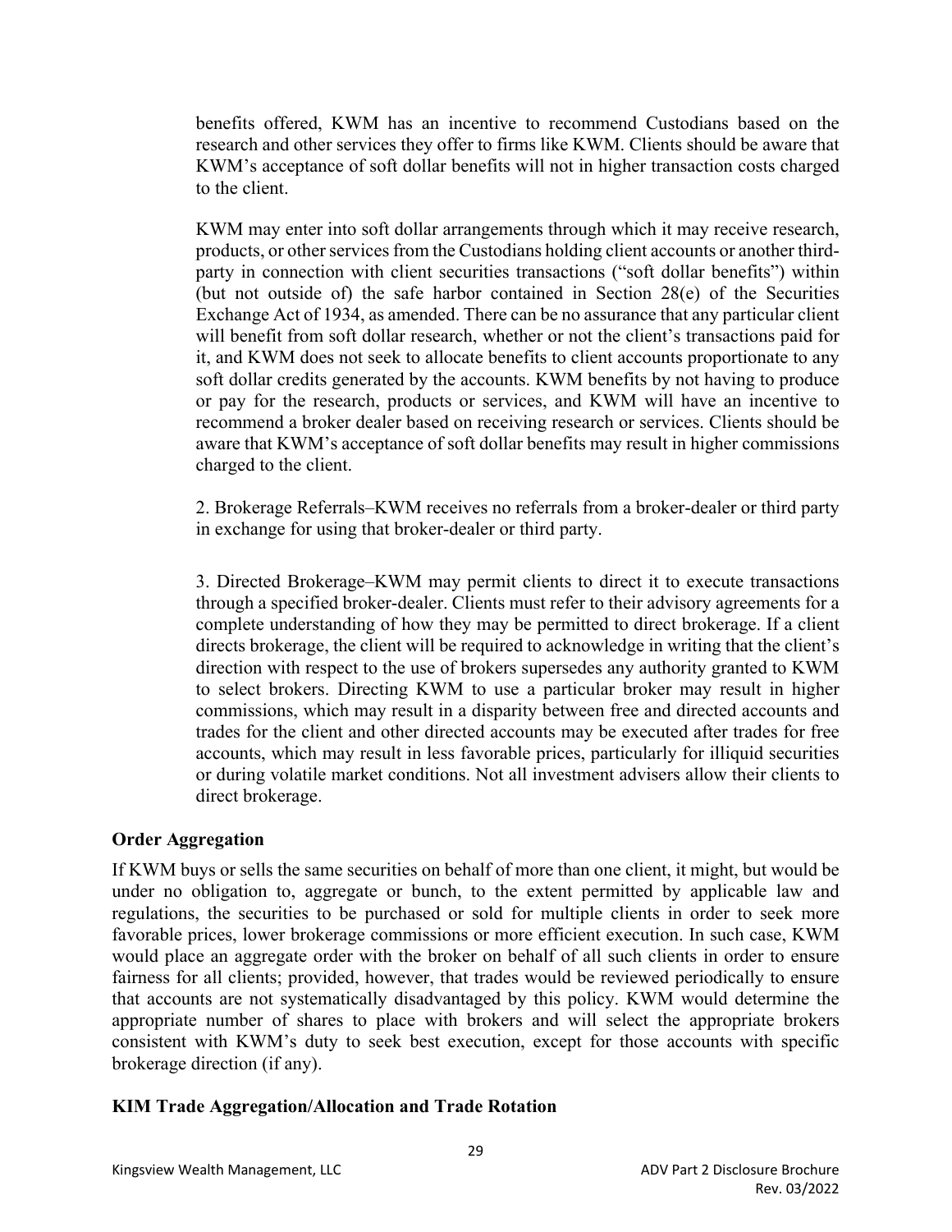benefits offered, KWM has an incentive to recommend Custodians based on the research and other services they offer to firms like KWM. Clients should be aware that KWM's acceptance of soft dollar benefits will not in higher transaction costs charged to the client.

KWM may enter into soft dollar arrangements through which it may receive research, products, or other services from the Custodians holding client accounts or another third-party in connection with client securities transactions ("soft dollar benefits") within (but not outside of) the safe harbor contained in Section 28(e) of the Securities Exchange Act of 1934, as amended. There can be no assurance that any particular client will benefit from soft dollar research, whether or not the client's transactions paid for it, and KWM does not seek to allocate benefits to client accounts proportionate to any soft dollar credits generated by the accounts. KWM benefits by not having to produce or pay for the research, products or services, and KWM will have an incentive to recommend a broker dealer based on receiving research or services. Clients should be aware that KWM's acceptance of soft dollar benefits may result in higher commissions charged to the client.

2. Brokerage Referrals–KWM receives no referrals from a broker-dealer or third party in exchange for using that broker-dealer or third party.

3. Directed Brokerage–KWM may permit clients to direct it to execute transactions through a specified broker-dealer. Clients must refer to their advisory agreements for a complete understanding of how they may be permitted to direct brokerage. If a client directs brokerage, the client will be required to acknowledge in writing that the client's direction with respect to the use of brokers supersedes any authority granted to KWM to select brokers. Directing KWM to use a particular broker may result in higher commissions, which may result in a disparity between free and directed accounts and trades for the client and other directed accounts may be executed after trades for free accounts, which may result in less favorable prices, particularly for illiquid securities or during volatile market conditions. Not all investment advisers allow their clients to direct brokerage.

**Order Aggregation**

If KWM buys or sells the same securities on behalf of more than one client, it might, but would be under no obligation to, aggregate or bunch, to the extent permitted by applicable law and regulations, the securities to be purchased or sold for multiple clients in order to seek more favorable prices, lower brokerage commissions or more efficient execution. In such case, KWM would place an aggregate order with the broker on behalf of all such clients in order to ensure fairness for all clients; provided, however, that trades would be reviewed periodically to ensure that accounts are not systematically disadvantaged by this policy. KWM would determine the appropriate number of shares to place with brokers and will select the appropriate brokers consistent with KWM's duty to seek best execution, except for those accounts with specific brokerage direction (if any).

**KIM Trade Aggregation/Allocation and Trade Rotation**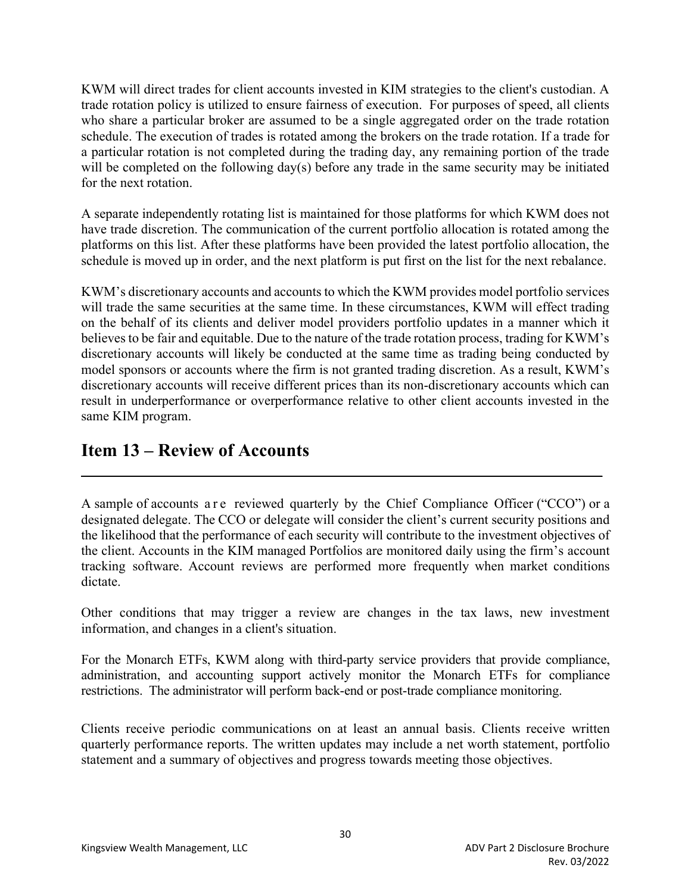KWM will direct trades for client accounts invested in KIM strategies to the client's custodian. A trade rotation policy is utilized to ensure fairness of execution. For purposes of speed, all clients who share a particular broker are assumed to be a single aggregated order on the trade rotation schedule. The execution of trades is rotated among the brokers on the trade rotation. If a trade for a particular rotation is not completed during the trading day, any remaining portion of the trade will be completed on the following day(s) before any trade in the same security may be initiated for the next rotation.

A separate independently rotating list is maintained for those platforms for which KWM does not have trade discretion. The communication of the current portfolio allocation is rotated among the platforms on this list. After these platforms have been provided the latest portfolio allocation, the schedule is moved up in order, and the next platform is put first on the list for the next rebalance.

KWM's discretionary accounts and accounts to which the KWM provides model portfolio services will trade the same securities at the same time. In these circumstances, KWM will effect trading on the behalf of its clients and deliver model providers portfolio updates in a manner which it believes to be fair and equitable. Due to the nature of the trade rotation process, trading for KWM's discretionary accounts will likely be conducted at the same time as trading being conducted by model sponsors or accounts where the firm is not granted trading discretion. As a result, KWM's discretionary accounts will receive different prices than its non-discretionary accounts which can result in underperformance or overperformance relative to other client accounts invested in the same KIM program.

## Item 13 – Review of Accounts

A sample of accounts are reviewed quarterly by the Chief Compliance Officer ("CCO") or a designated delegate. The CCO or delegate will consider the client's current security positions and the likelihood that the performance of each security will contribute to the investment objectives of the client. Accounts in the KIM managed Portfolios are monitored daily using the firm's account tracking software. Account reviews are performed more frequently when market conditions dictate.

Other conditions that may trigger a review are changes in the tax laws, new investment information, and changes in a client's situation.

For the Monarch ETFs, KWM along with third-party service providers that provide compliance, administration, and accounting support actively monitor the Monarch ETFs for compliance restrictions. The administrator will perform back-end or post-trade compliance monitoring.

Clients receive periodic communications on at least an annual basis. Clients receive written quarterly performance reports. The written updates may include a net worth statement, portfolio statement and a summary of objectives and progress towards meeting those objectives.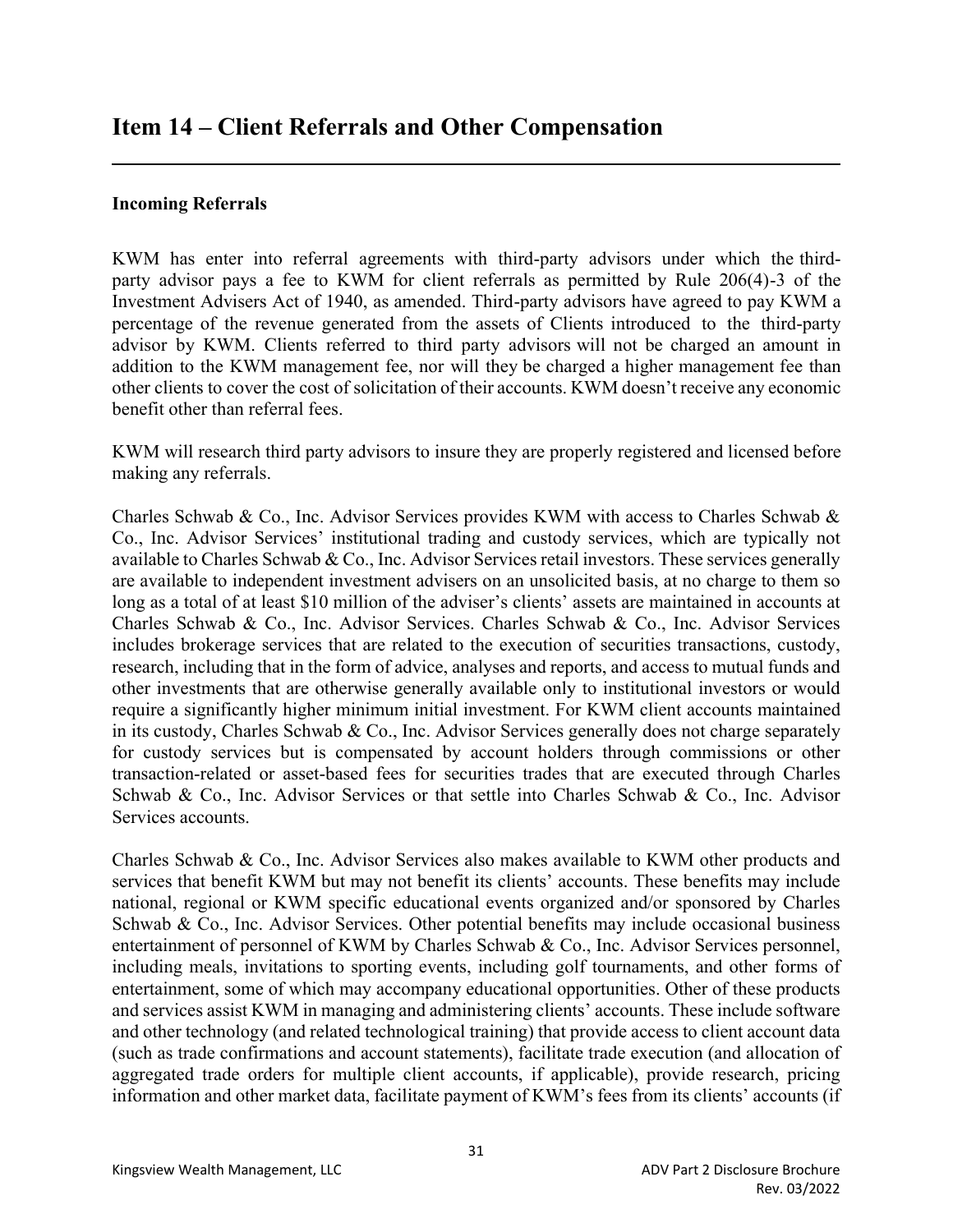# Item 14 – Client Referrals and Other Compensation

**Incoming Referrals**

KWM has enter into referral agreements with third-party advisors under which the third-party advisor pays a fee to KWM for client referrals as permitted by Rule 206(4)-3 of the Investment Advisers Act of 1940, as amended. Third-party advisors have agreed to pay KWM a percentage of the revenue generated from the assets of Clients introduced to the third-party advisor by KWM. Clients referred to third party advisors will not be charged an amount in addition to the KWM management fee, nor will they be charged a higher management fee than other clients to cover the cost of solicitation of their accounts. KWM doesn't receive any economic benefit other than referral fees.

KWM will research third party advisors to insure they are properly registered and licensed before making any referrals.

Charles Schwab & Co., Inc. Advisor Services provides KWM with access to Charles Schwab & Co., Inc. Advisor Services' institutional trading and custody services, which are typically not available to Charles Schwab & Co., Inc. Advisor Services retail investors. These services generally are available to independent investment advisers on an unsolicited basis, at no charge to them so long as a total of at least $10 million of the adviser's clients' assets are maintained in accounts at Charles Schwab & Co., Inc. Advisor Services. Charles Schwab & Co., Inc. Advisor Services includes brokerage services that are related to the execution of securities transactions, custody, research, including that in the form of advice, analyses and reports, and access to mutual funds and other investments that are otherwise generally available only to institutional investors or would require a significantly higher minimum initial investment. For KWM client accounts maintained in its custody, Charles Schwab & Co., Inc. Advisor Services generally does not charge separately for custody services but is compensated by account holders through commissions or other transaction-related or asset-based fees for securities trades that are executed through Charles Schwab & Co., Inc. Advisor Services or that settle into Charles Schwab & Co., Inc. Advisor Services accounts.

Charles Schwab & Co., Inc. Advisor Services also makes available to KWM other products and services that benefit KWM but may not benefit its clients' accounts. These benefits may include national, regional or KWM specific educational events organized and/or sponsored by Charles Schwab & Co., Inc. Advisor Services. Other potential benefits may include occasional business entertainment of personnel of KWM by Charles Schwab & Co., Inc. Advisor Services personnel, including meals, invitations to sporting events, including golf tournaments, and other forms of entertainment, some of which may accompany educational opportunities. Other of these products and services assist KWM in managing and administering clients' accounts. These include software and other technology (and related technological training) that provide access to client account data (such as trade confirmations and account statements), facilitate trade execution (and allocation of aggregated trade orders for multiple client accounts, if applicable), provide research, pricing information and other market data, facilitate payment of KWM's fees from its clients' accounts (if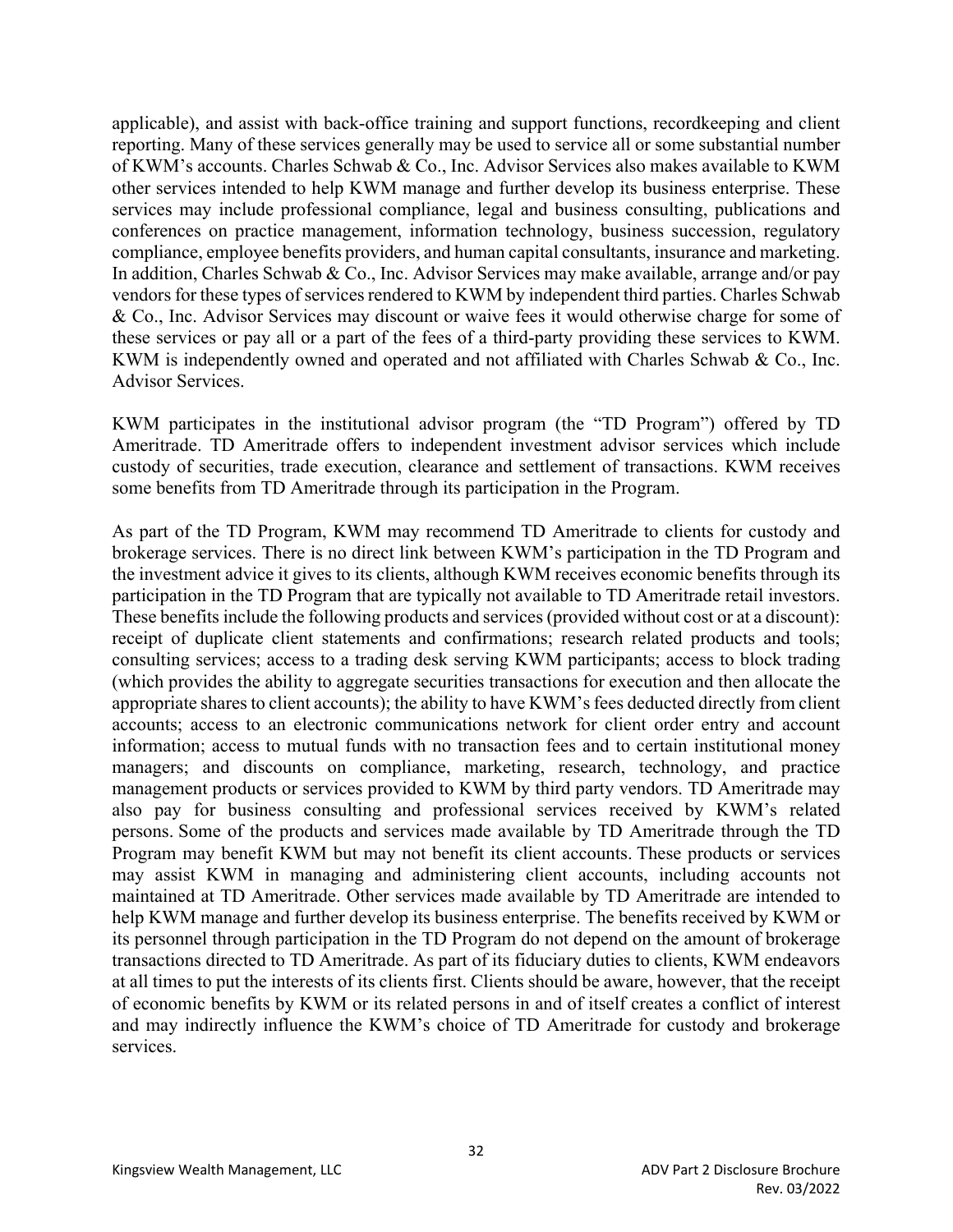applicable), and assist with back-office training and support functions, recordkeeping and client reporting. Many of these services generally may be used to service all or some substantial number of KWM's accounts. Charles Schwab & Co., Inc. Advisor Services also makes available to KWM other services intended to help KWM manage and further develop its business enterprise. These services may include professional compliance, legal and business consulting, publications and conferences on practice management, information technology, business succession, regulatory compliance, employee benefits providers, and human capital consultants, insurance and marketing. In addition, Charles Schwab & Co., Inc. Advisor Services may make available, arrange and/or pay vendors for these types of services rendered to KWM by independent third parties. Charles Schwab & Co., Inc. Advisor Services may discount or waive fees it would otherwise charge for some of these services or pay all or a part of the fees of a third-party providing these services to KWM. KWM is independently owned and operated and not affiliated with Charles Schwab & Co., Inc. Advisor Services.

KWM participates in the institutional advisor program (the "TD Program") offered by TD Ameritrade. TD Ameritrade offers to independent investment advisor services which include custody of securities, trade execution, clearance and settlement of transactions. KWM receives some benefits from TD Ameritrade through its participation in the Program.

As part of the TD Program, KWM may recommend TD Ameritrade to clients for custody and brokerage services. There is no direct link between KWM's participation in the TD Program and the investment advice it gives to its clients, although KWM receives economic benefits through its participation in the TD Program that are typically not available to TD Ameritrade retail investors. These benefits include the following products and services (provided without cost or at a discount): receipt of duplicate client statements and confirmations; research related products and tools; consulting services; access to a trading desk serving KWM participants; access to block trading (which provides the ability to aggregate securities transactions for execution and then allocate the appropriate shares to client accounts); the ability to have KWM's fees deducted directly from client accounts; access to an electronic communications network for client order entry and account information; access to mutual funds with no transaction fees and to certain institutional money managers; and discounts on compliance, marketing, research, technology, and practice management products or services provided to KWM by third party vendors. TD Ameritrade may also pay for business consulting and professional services received by KWM's related persons. Some of the products and services made available by TD Ameritrade through the TD Program may benefit KWM but may not benefit its client accounts. These products or services may assist KWM in managing and administering client accounts, including accounts not maintained at TD Ameritrade. Other services made available by TD Ameritrade are intended to help KWM manage and further develop its business enterprise. The benefits received by KWM or its personnel through participation in the TD Program do not depend on the amount of brokerage transactions directed to TD Ameritrade. As part of its fiduciary duties to clients, KWM endeavors at all times to put the interests of its clients first. Clients should be aware, however, that the receipt of economic benefits by KWM or its related persons in and of itself creates a conflict of interest and may indirectly influence the KWM's choice of TD Ameritrade for custody and brokerage services.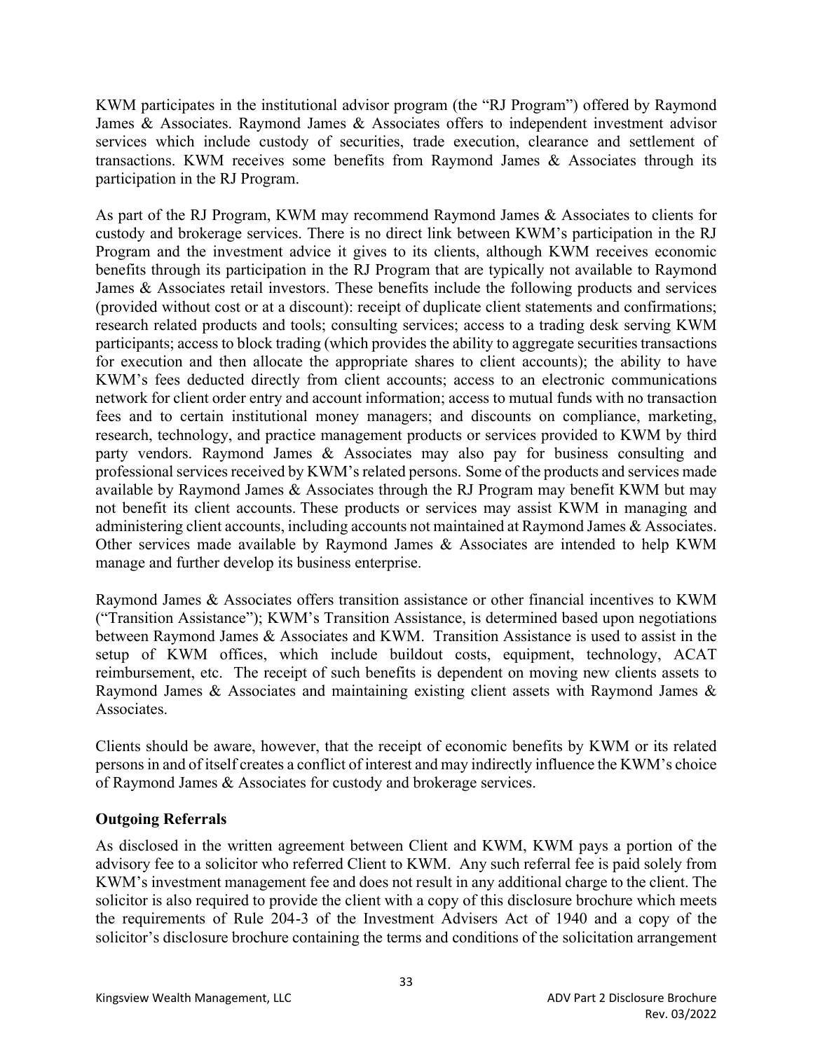KWM participates in the institutional advisor program (the "RJ Program") offered by Raymond James & Associates. Raymond James & Associates offers to independent investment advisor services which include custody of securities, trade execution, clearance and settlement of transactions. KWM receives some benefits from Raymond James & Associates through its participation in the RJ Program.

As part of the RJ Program, KWM may recommend Raymond James & Associates to clients for custody and brokerage services. There is no direct link between KWM's participation in the RJ Program and the investment advice it gives to its clients, although KWM receives economic benefits through its participation in the RJ Program that are typically not available to Raymond James & Associates retail investors. These benefits include the following products and services (provided without cost or at a discount): receipt of duplicate client statements and confirmations; research related products and tools; consulting services; access to a trading desk serving KWM participants; access to block trading (which provides the ability to aggregate securities transactions for execution and then allocate the appropriate shares to client accounts); the ability to have KWM's fees deducted directly from client accounts; access to an electronic communications network for client order entry and account information; access to mutual funds with no transaction fees and to certain institutional money managers; and discounts on compliance, marketing, research, technology, and practice management products or services provided to KWM by third party vendors. Raymond James & Associates may also pay for business consulting and professional services received by KWM's related persons. Some of the products and services made available by Raymond James & Associates through the RJ Program may benefit KWM but may not benefit its client accounts. These products or services may assist KWM in managing and administering client accounts, including accounts not maintained at Raymond James & Associates. Other services made available by Raymond James & Associates are intended to help KWM manage and further develop its business enterprise.

Raymond James & Associates offers transition assistance or other financial incentives to KWM ("Transition Assistance"); KWM's Transition Assistance, is determined based upon negotiations between Raymond James & Associates and KWM. Transition Assistance is used to assist in the setup of KWM offices, which include buildout costs, equipment, technology, ACAT reimbursement, etc. The receipt of such benefits is dependent on moving new clients assets to Raymond James & Associates and maintaining existing client assets with Raymond James & Associates.

Clients should be aware, however, that the receipt of economic benefits by KWM or its related persons in and of itself creates a conflict of interest and may indirectly influence the KWM's choice of Raymond James & Associates for custody and brokerage services.

**Outgoing Referrals**

As disclosed in the written agreement between Client and KWM, KWM pays a portion of the advisory fee to a solicitor who referred Client to KWM. Any such referral fee is paid solely from KWM's investment management fee and does not result in any additional charge to the client. The solicitor is also required to provide the client with a copy of this disclosure brochure which meets the requirements of Rule 204-3 of the Investment Advisers Act of 1940 and a copy of the solicitor's disclosure brochure containing the terms and conditions of the solicitation arrangement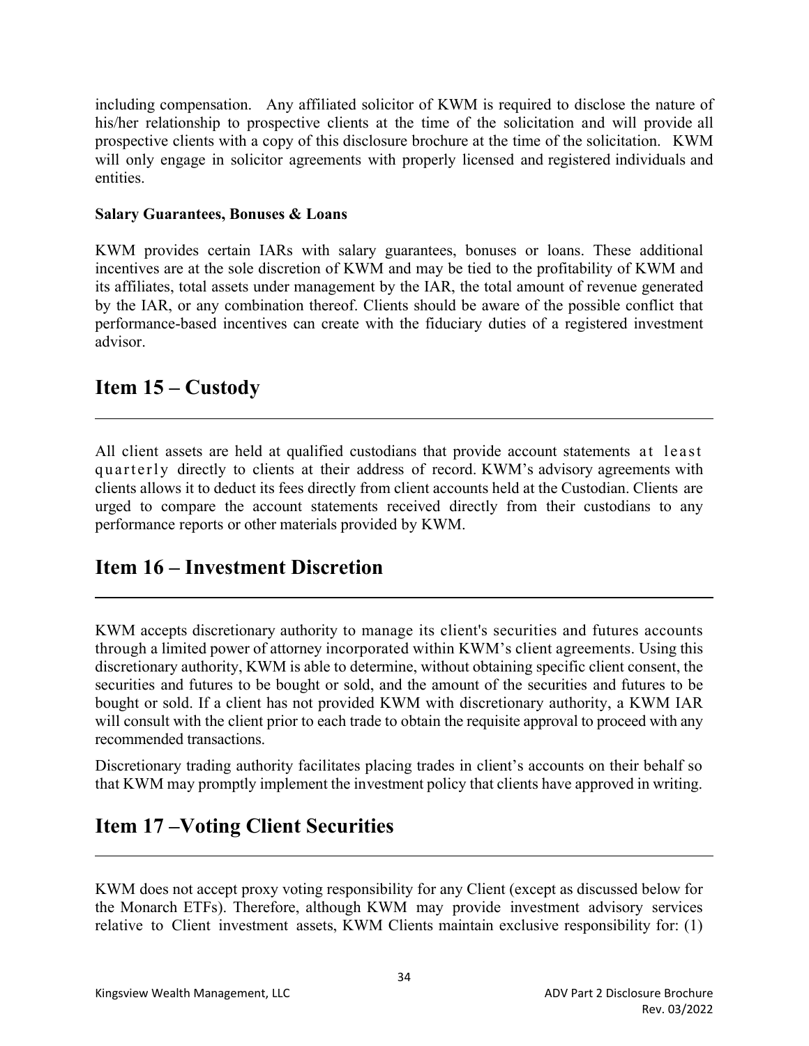including compensation. Any affiliated solicitor of KWM is required to disclose the nature of his/her relationship to prospective clients at the time of the solicitation and will provide all prospective clients with a copy of this disclosure brochure at the time of the solicitation. KWM will only engage in solicitor agreements with properly licensed and registered individuals and entities.

**Salary Guarantees, Bonuses & Loans**

KWM provides certain IARs with salary guarantees, bonuses or loans. These additional incentives are at the sole discretion of KWM and may be tied to the profitability of KWM and its affiliates, total assets under management by the IAR, the total amount of revenue generated by the IAR, or any combination thereof. Clients should be aware of the possible conflict that performance-based incentives can create with the fiduciary duties of a registered investment advisor.

## Item 15 – Custody

All client assets are held at qualified custodians that provide account statements at least quarterly directly to clients at their address of record. KWM's advisory agreements with clients allows it to deduct its fees directly from client accounts held at the Custodian. Clients are urged to compare the account statements received directly from their custodians to any performance reports or other materials provided by KWM.

## Item 16 – Investment Discretion

KWM accepts discretionary authority to manage its client's securities and futures accounts through a limited power of attorney incorporated within KWM's client agreements. Using this discretionary authority, KWM is able to determine, without obtaining specific client consent, the securities and futures to be bought or sold, and the amount of the securities and futures to be bought or sold. If a client has not provided KWM with discretionary authority, a KWM IAR will consult with the client prior to each trade to obtain the requisite approval to proceed with any recommended transactions.

Discretionary trading authority facilitates placing trades in client's accounts on their behalf so that KWM may promptly implement the investment policy that clients have approved in writing.

## Item 17 –Voting Client Securities

KWM does not accept proxy voting responsibility for any Client (except as discussed below for the Monarch ETFs). Therefore, although KWM may provide investment advisory services relative to Client investment assets, KWM Clients maintain exclusive responsibility for: (1)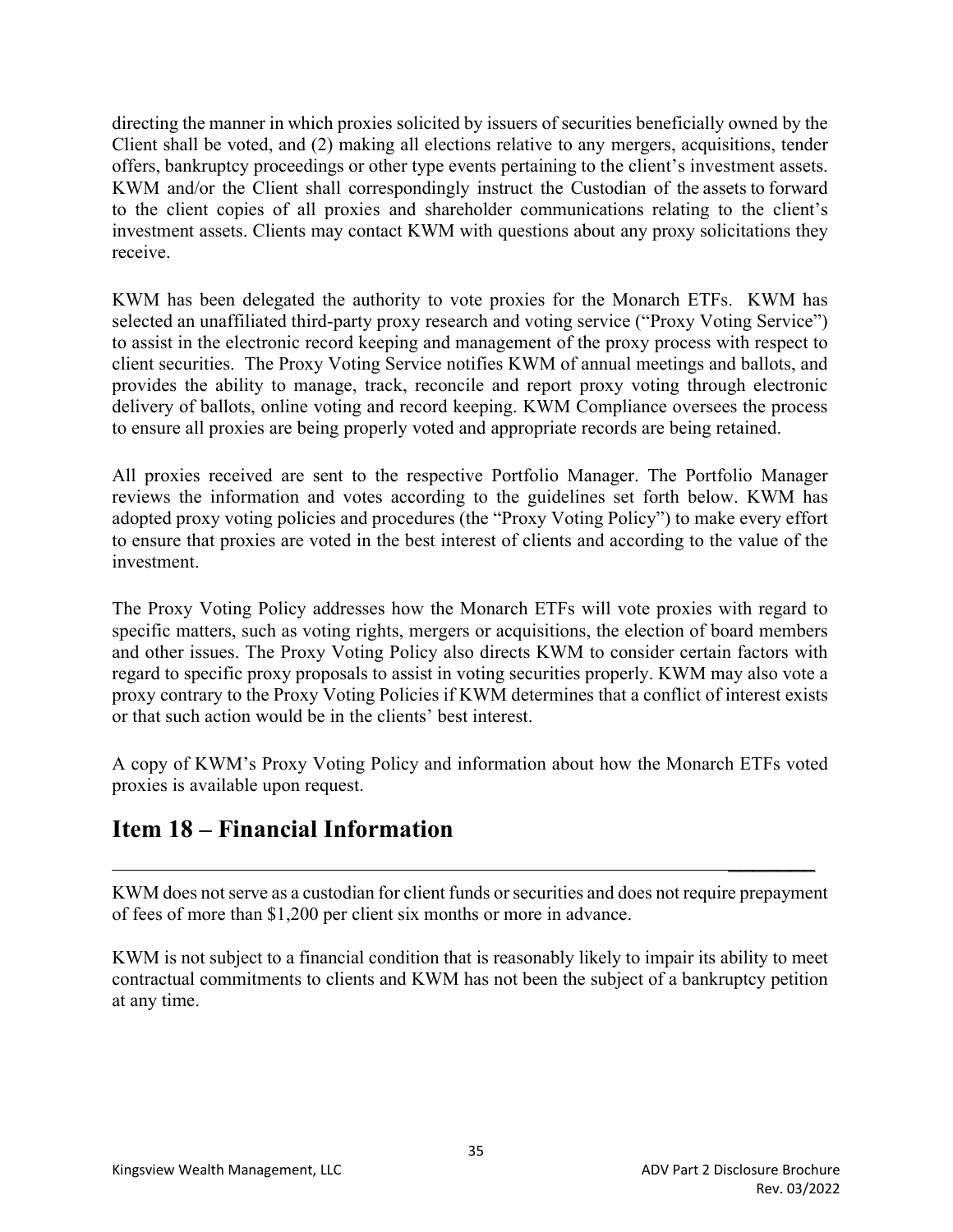directing the manner in which proxies solicited by issuers of securities beneficially owned by the Client shall be voted, and (2) making all elections relative to any mergers, acquisitions, tender offers, bankruptcy proceedings or other type events pertaining to the client's investment assets. KWM and/or the Client shall correspondingly instruct the Custodian of the assets to forward to the client copies of all proxies and shareholder communications relating to the client's investment assets. Clients may contact KWM with questions about any proxy solicitations they receive.

KWM has been delegated the authority to vote proxies for the Monarch ETFs. KWM has selected an unaffiliated third-party proxy research and voting service ("Proxy Voting Service") to assist in the electronic record keeping and management of the proxy process with respect to client securities. The Proxy Voting Service notifies KWM of annual meetings and ballots, and provides the ability to manage, track, reconcile and report proxy voting through electronic delivery of ballots, online voting and record keeping. KWM Compliance oversees the process to ensure all proxies are being properly voted and appropriate records are being retained.

All proxies received are sent to the respective Portfolio Manager. The Portfolio Manager reviews the information and votes according to the guidelines set forth below. KWM has adopted proxy voting policies and procedures (the "Proxy Voting Policy") to make every effort to ensure that proxies are voted in the best interest of clients and according to the value of the investment.

The Proxy Voting Policy addresses how the Monarch ETFs will vote proxies with regard to specific matters, such as voting rights, mergers or acquisitions, the election of board members and other issues. The Proxy Voting Policy also directs KWM to consider certain factors with regard to specific proxy proposals to assist in voting securities properly. KWM may also vote a proxy contrary to the Proxy Voting Policies if KWM determines that a conflict of interest exists or that such action would be in the clients' best interest.

A copy of KWM's Proxy Voting Policy and information about how the Monarch ETFs voted proxies is available upon request.

## Item 18 – Financial Information

KWM does not serve as a custodian for client funds or securities and does not require prepayment of fees of more than $1,200 per client six months or more in advance.

KWM is not subject to a financial condition that is reasonably likely to impair its ability to meet contractual commitments to clients and KWM has not been the subject of a bankruptcy petition at any time.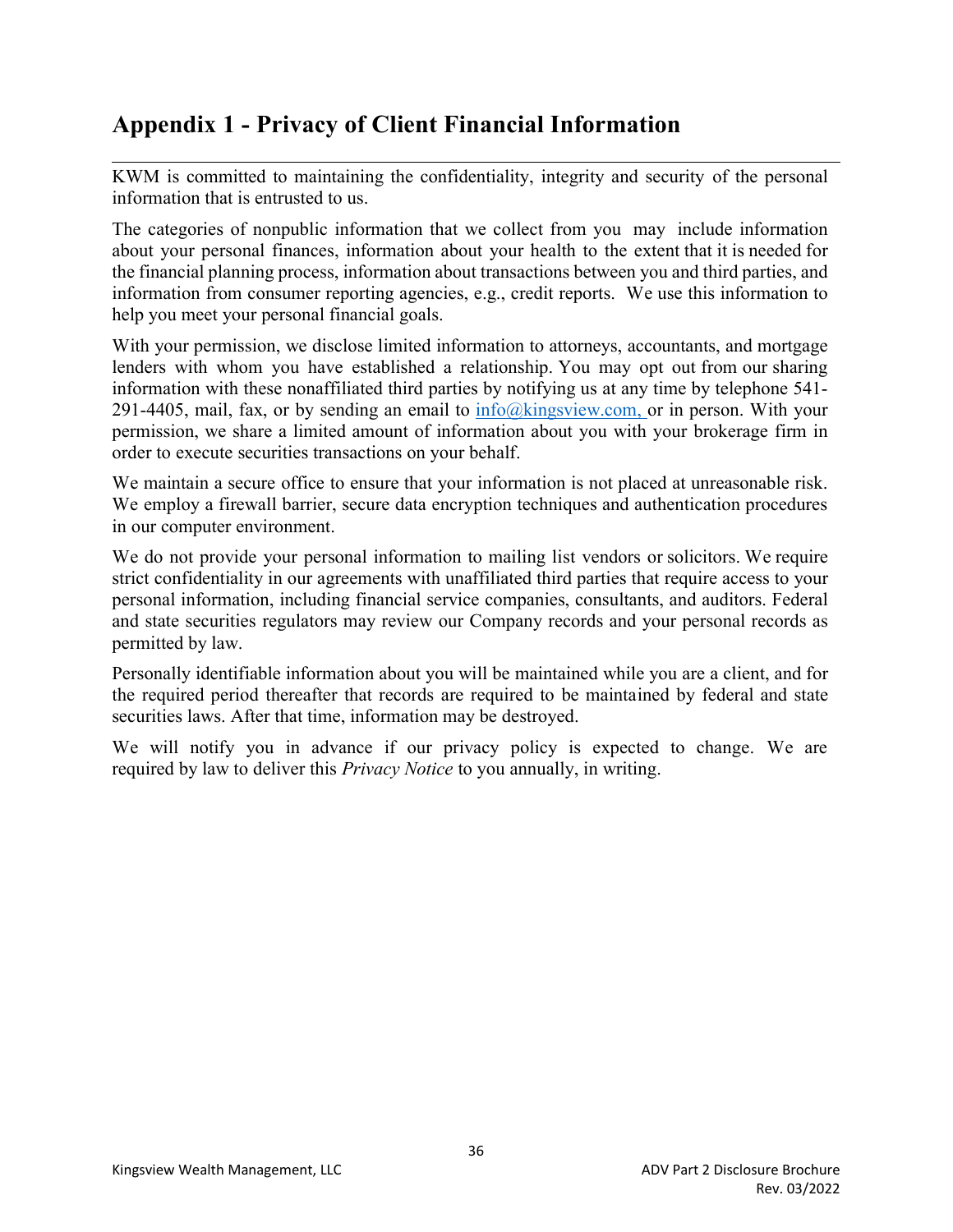# Appendix 1 - Privacy of Client Financial Information

KWM is committed to maintaining the confidentiality, integrity and security of the personal information that is entrusted to us.

The categories of nonpublic information that we collect from you may include information about your personal finances, information about your health to the extent that it is needed for the financial planning process, information about transactions between you and third parties, and information from consumer reporting agencies, e.g., credit reports. We use this information to help you meet your personal financial goals.

With your permission, we disclose limited information to attorneys, accountants, and mortgage lenders with whom you have established a relationship. You may opt out from our sharing information with these nonaffiliated third parties by notifying us at any time by telephone 541-291-4405, mail, fax, or by sending an email to info@kingsview.com, or in person. With your permission, we share a limited amount of information about you with your brokerage firm in order to execute securities transactions on your behalf.

We maintain a secure office to ensure that your information is not placed at unreasonable risk. We employ a firewall barrier, secure data encryption techniques and authentication procedures in our computer environment.

We do not provide your personal information to mailing list vendors or solicitors. We require strict confidentiality in our agreements with unaffiliated third parties that require access to your personal information, including financial service companies, consultants, and auditors. Federal and state securities regulators may review our Company records and your personal records as permitted by law.

Personally identifiable information about you will be maintained while you are a client, and for the required period thereafter that records are required to be maintained by federal and state securities laws. After that time, information may be destroyed.

We will notify you in advance if our privacy policy is expected to change. We are required by law to deliver this *Privacy Notice* to you annually, in writing.